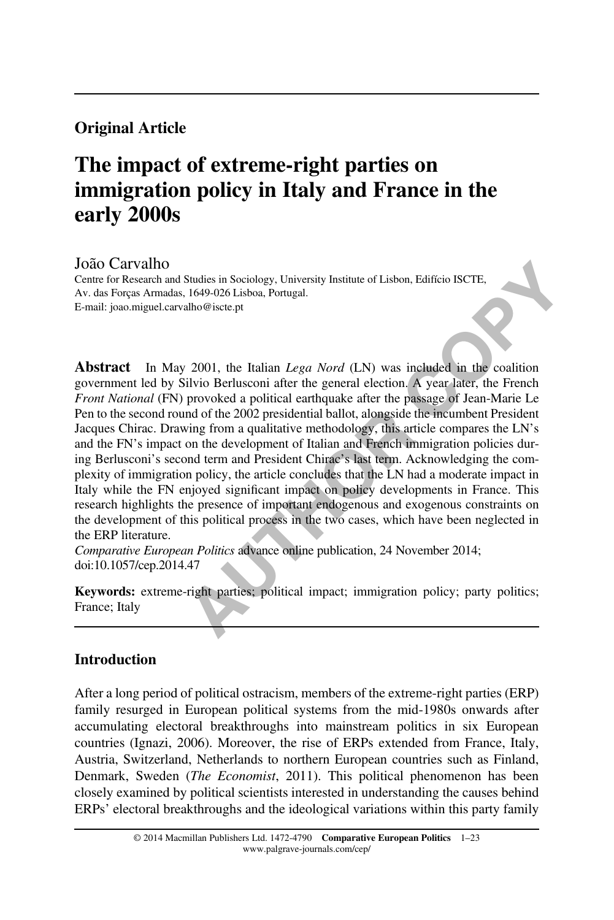## Original Article

# The impact of extreme-right parties on immigration policy in Italy and France in the early 2000s

João Carvalho

Centre for Research and Studies in Sociology, University Institute of Lisbon, Edifício ISCTE, Av. das Forças Armadas, 1649-026 Lisboa, Portugal.
E-mail: joao.miguel.carvalho@iscte.pt

**Abstract** In May 2001, the Italian *Lega Nord* (LN) was included in the coalition government led by Silvio Berlusconi after the general election. A year later, the French *Front National* (FN) provoked a political earthquake after the passage of Jean-Marie Le Pen to the second round of the 2002 presidential ballot, alongside the incumbent President Jacques Chirac. Drawing from a qualitative methodology, this article compares the LN's and the FN's impact on the development of Italian and French immigration policies during Berlusconi's second term and President Chirac's last term. Acknowledging the complexity of immigration policy, the article concludes that the LN had a moderate impact in Italy while the FN enjoyed significant impact on policy developments in France. This research highlights the presence of important endogenous and exogenous constraints on the development of this political process in the two cases, which have been neglected in the ERP literature.

*Comparative European Politics* advance online publication, 24 November 2014; doi:10.1057/cep.2014.47

**Keywords:** extreme-right parties; political impact; immigration policy; party politics; France; Italy

## Introduction

After a long period of political ostracism, members of the extreme-right parties (ERP) family resurged in European political systems from the mid-1980s onwards after accumulating electoral breakthroughs into mainstream politics in six European countries (Ignazi, 2006). Moreover, the rise of ERPs extended from France, Italy, Austria, Switzerland, Netherlands to northern European countries such as Finland, Denmark, Sweden (*The Economist*, 2011). This political phenomenon has been closely examined by political scientists interested in understanding the causes behind ERPs' electoral breakthroughs and the ideological variations within this party family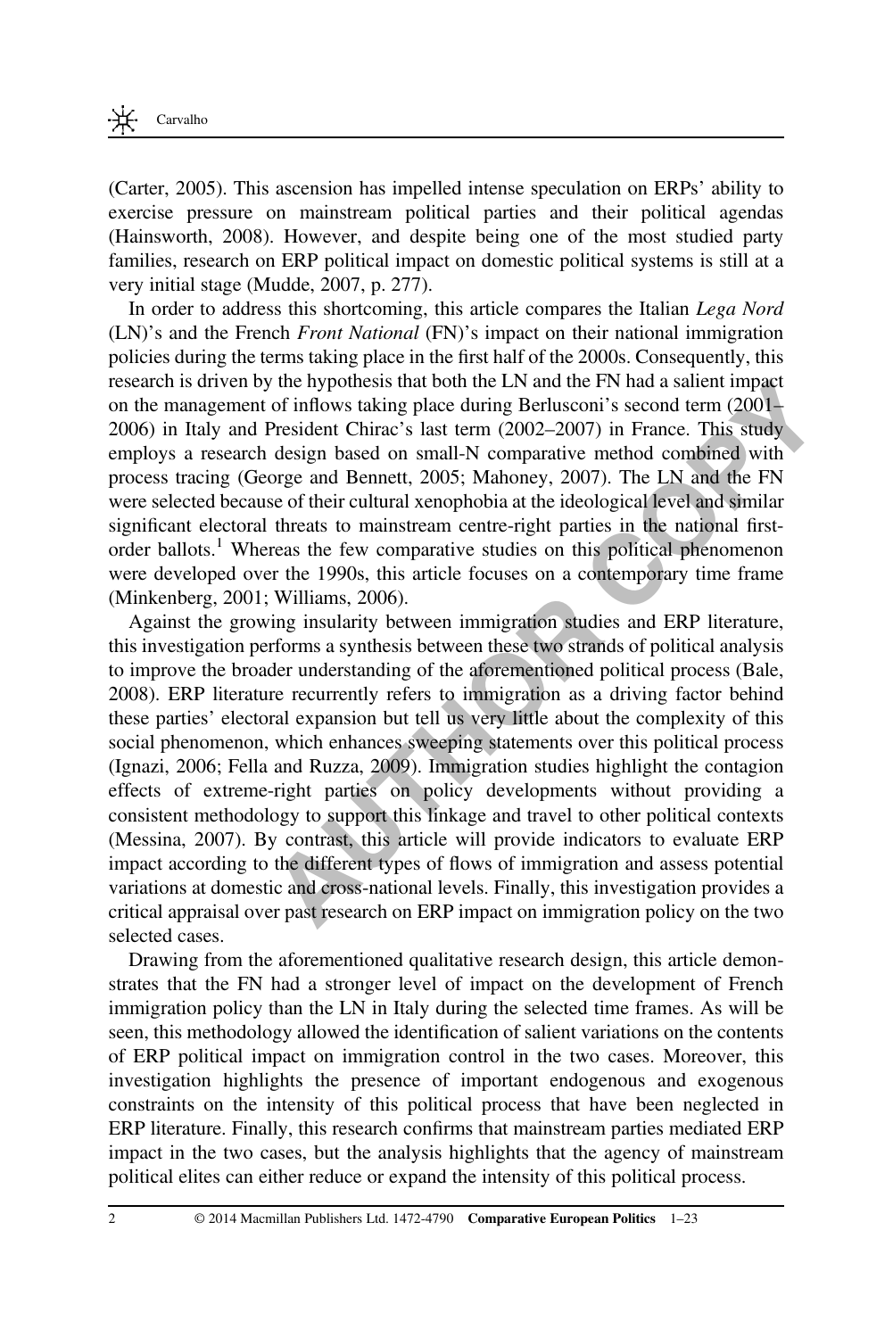(Carter, 2005). This ascension has impelled intense speculation on ERPs' ability to exercise pressure on mainstream political parties and their political agendas (Hainsworth, 2008). However, and despite being one of the most studied party families, research on ERP political impact on domestic political systems is still at a very initial stage (Mudde, 2007, p. 277).

In order to address this shortcoming, this article compares the Italian *Lega Nord* (LN)'s and the French *Front National* (FN)'s impact on their national immigration policies during the terms taking place in the first half of the 2000s. Consequently, this research is driven by the hypothesis that both the LN and the FN had a salient impact on the management of inflows taking place during Berlusconi's second term (2001–2006) in Italy and President Chirac's last term (2002–2007) in France. This study employs a research design based on small-N comparative method combined with process tracing (George and Bennett, 2005; Mahoney, 2007). The LN and the FN were selected because of their cultural xenophobia at the ideological level and similar significant electoral threats to mainstream centre-right parties in the national first-order ballots.[1] Whereas the few comparative studies on this political phenomenon were developed over the 1990s, this article focuses on a contemporary time frame (Minkenberg, 2001; Williams, 2006).

Against the growing insularity between immigration studies and ERP literature, this investigation performs a synthesis between these two strands of political analysis to improve the broader understanding of the aforementioned political process (Bale, 2008). ERP literature recurrently refers to immigration as a driving factor behind these parties' electoral expansion but tell us very little about the complexity of this social phenomenon, which enhances sweeping statements over this political process (Ignazi, 2006; Fella and Ruzza, 2009). Immigration studies highlight the contagion effects of extreme-right parties on policy developments without providing a consistent methodology to support this linkage and travel to other political contexts (Messina, 2007). By contrast, this article will provide indicators to evaluate ERP impact according to the different types of flows of immigration and assess potential variations at domestic and cross-national levels. Finally, this investigation provides a critical appraisal over past research on ERP impact on immigration policy on the two selected cases.

Drawing from the aforementioned qualitative research design, this article demonstrates that the FN had a stronger level of impact on the development of French immigration policy than the LN in Italy during the selected time frames. As will be seen, this methodology allowed the identification of salient variations on the contents of ERP political impact on immigration control in the two cases. Moreover, this investigation highlights the presence of important endogenous and exogenous constraints on the intensity of this political process that have been neglected in ERP literature. Finally, this research confirms that mainstream parties mediated ERP impact in the two cases, but the analysis highlights that the agency of mainstream political elites can either reduce or expand the intensity of this political process.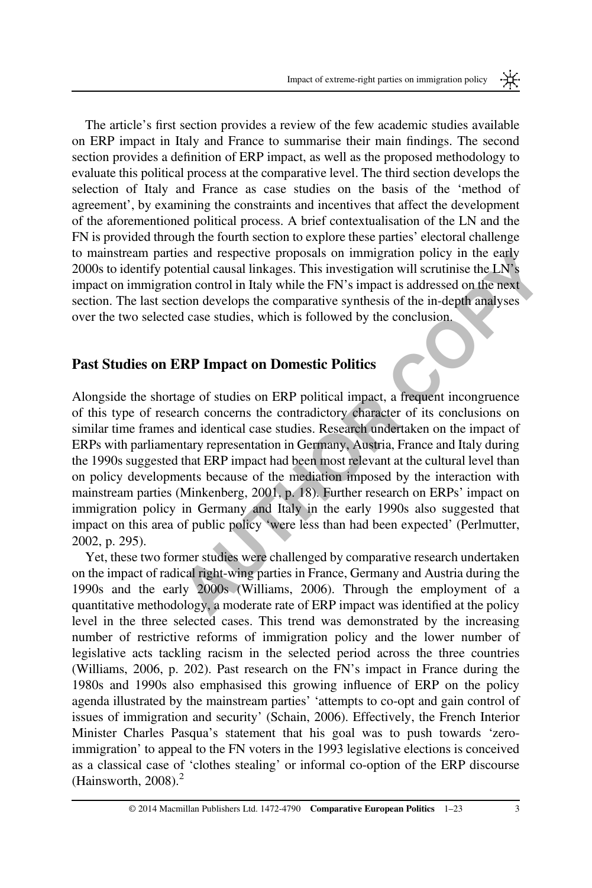The article's first section provides a review of the few academic studies available on ERP impact in Italy and France to summarise their main findings. The second section provides a definition of ERP impact, as well as the proposed methodology to evaluate this political process at the comparative level. The third section develops the selection of Italy and France as case studies on the basis of the 'method of agreement', by examining the constraints and incentives that affect the development of the aforementioned political process. A brief contextualisation of the LN and the FN is provided through the fourth section to explore these parties' electoral challenge to mainstream parties and respective proposals on immigration policy in the early 2000s to identify potential causal linkages. This investigation will scrutinise the LN's impact on immigration control in Italy while the FN's impact is addressed on the next section. The last section develops the comparative synthesis of the in-depth analyses over the two selected case studies, which is followed by the conclusion.

## Past Studies on ERP Impact on Domestic Politics

Alongside the shortage of studies on ERP political impact, a frequent incongruence of this type of research concerns the contradictory character of its conclusions on similar time frames and identical case studies. Research undertaken on the impact of ERPs with parliamentary representation in Germany, Austria, France and Italy during the 1990s suggested that ERP impact had been most relevant at the cultural level than on policy developments because of the mediation imposed by the interaction with mainstream parties (Minkenberg, 2001, p. 18). Further research on ERPs' impact on immigration policy in Germany and Italy in the early 1990s also suggested that impact on this area of public policy 'were less than had been expected' (Perlmutter, 2002, p. 295).

Yet, these two former studies were challenged by comparative research undertaken on the impact of radical right-wing parties in France, Germany and Austria during the 1990s and the early 2000s (Williams, 2006). Through the employment of a quantitative methodology, a moderate rate of ERP impact was identified at the policy level in the three selected cases. This trend was demonstrated by the increasing number of restrictive reforms of immigration policy and the lower number of legislative acts tackling racism in the selected period across the three countries (Williams, 2006, p. 202). Past research on the FN's impact in France during the 1980s and 1990s also emphasised this growing influence of ERP on the policy agenda illustrated by the mainstream parties' 'attempts to co-opt and gain control of issues of immigration and security' (Schain, 2006). Effectively, the French Interior Minister Charles Pasqua's statement that his goal was to push towards 'zero-immigration' to appeal to the FN voters in the 1993 legislative elections is conceived as a classical case of 'clothes stealing' or informal co-option of the ERP discourse (Hainsworth, 2008).[2]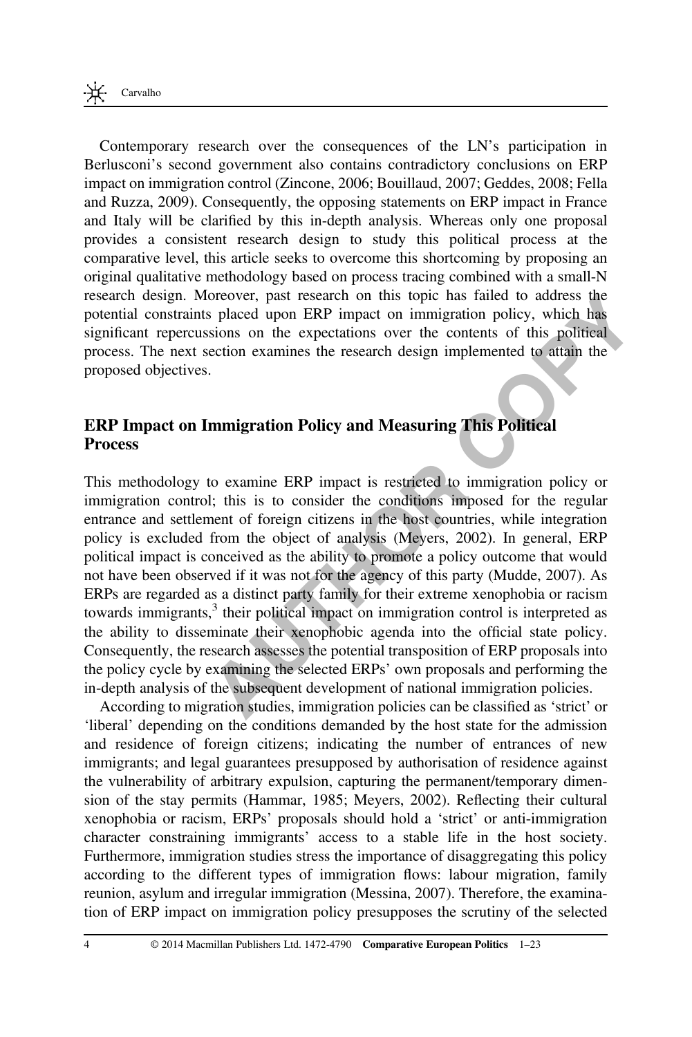Contemporary research over the consequences of the LN's participation in Berlusconi's second government also contains contradictory conclusions on ERP impact on immigration control (Zincone, 2006; Bouillaud, 2007; Geddes, 2008; Fella and Ruzza, 2009). Consequently, the opposing statements on ERP impact in France and Italy will be clarified by this in-depth analysis. Whereas only one proposal provides a consistent research design to study this political process at the comparative level, this article seeks to overcome this shortcoming by proposing an original qualitative methodology based on process tracing combined with a small-N research design. Moreover, past research on this topic has failed to address the potential constraints placed upon ERP impact on immigration policy, which has significant repercussions on the expectations over the contents of this political process. The next section examines the research design implemented to attain the proposed objectives.

## ERP Impact on Immigration Policy and Measuring This Political Process

This methodology to examine ERP impact is restricted to immigration policy or immigration control; this is to consider the conditions imposed for the regular entrance and settlement of foreign citizens in the host countries, while integration policy is excluded from the object of analysis (Meyers, 2002). In general, ERP political impact is conceived as the ability to promote a policy outcome that would not have been observed if it was not for the agency of this party (Mudde, 2007). As ERPs are regarded as a distinct party family for their extreme xenophobia or racism towards immigrants,[3] their political impact on immigration control is interpreted as the ability to disseminate their xenophobic agenda into the official state policy. Consequently, the research assesses the potential transposition of ERP proposals into the policy cycle by examining the selected ERPs' own proposals and performing the in-depth analysis of the subsequent development of national immigration policies.

According to migration studies, immigration policies can be classified as 'strict' or 'liberal' depending on the conditions demanded by the host state for the admission and residence of foreign citizens; indicating the number of entrances of new immigrants; and legal guarantees presupposed by authorisation of residence against the vulnerability of arbitrary expulsion, capturing the permanent/temporary dimension of the stay permits (Hammar, 1985; Meyers, 2002). Reflecting their cultural xenophobia or racism, ERPs' proposals should hold a 'strict' or anti-immigration character constraining immigrants' access to a stable life in the host society. Furthermore, immigration studies stress the importance of disaggregating this policy according to the different types of immigration flows: labour migration, family reunion, asylum and irregular immigration (Messina, 2007). Therefore, the examination of ERP impact on immigration policy presupposes the scrutiny of the selected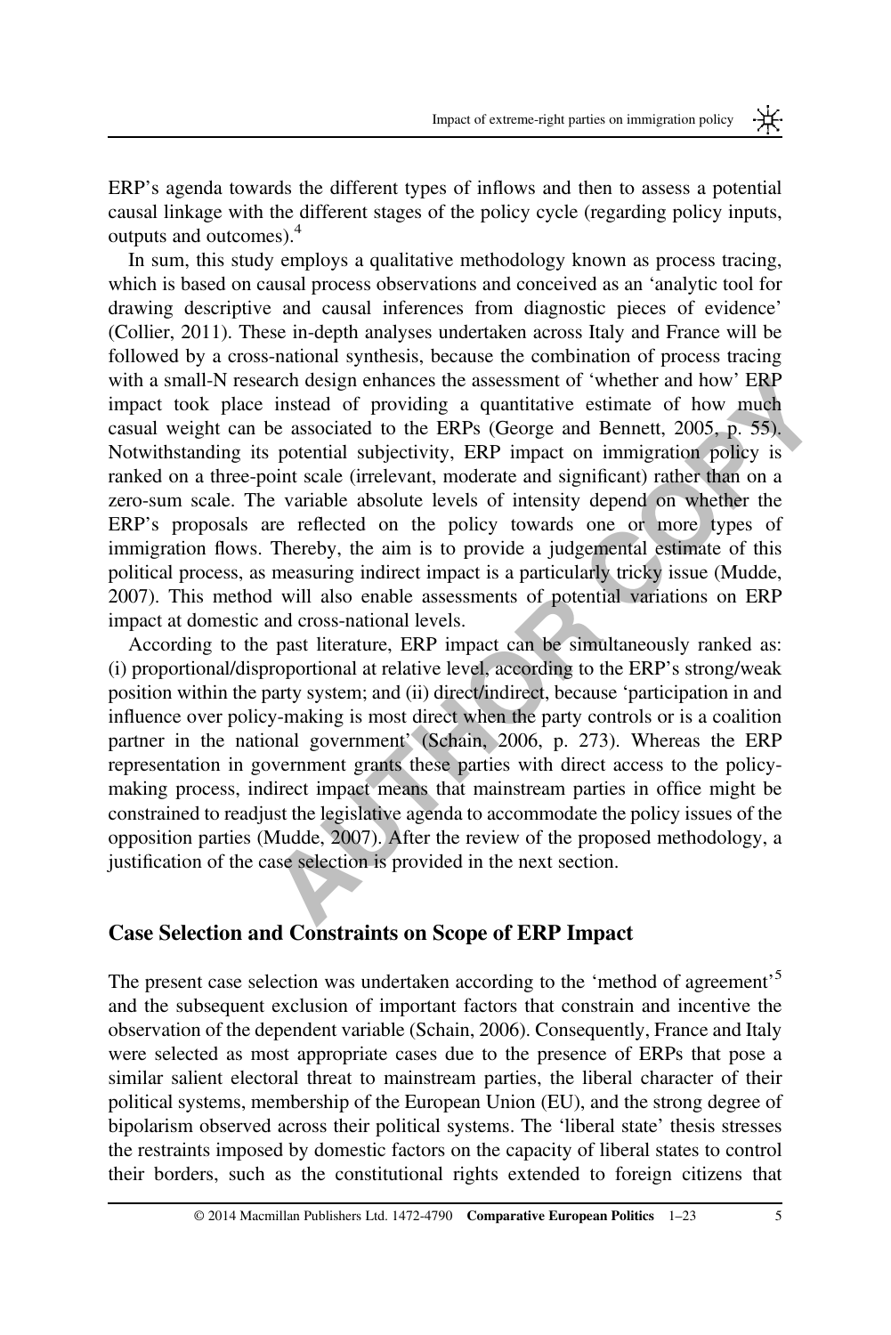ERP's agenda towards the different types of inflows and then to assess a potential causal linkage with the different stages of the policy cycle (regarding policy inputs, outputs and outcomes).[4]

In sum, this study employs a qualitative methodology known as process tracing, which is based on causal process observations and conceived as an 'analytic tool for drawing descriptive and causal inferences from diagnostic pieces of evidence' (Collier, 2011). These in-depth analyses undertaken across Italy and France will be followed by a cross-national synthesis, because the combination of process tracing with a small-N research design enhances the assessment of 'whether and how' ERP impact took place instead of providing a quantitative estimate of how much casual weight can be associated to the ERPs (George and Bennett, 2005, p. 55). Notwithstanding its potential subjectivity, ERP impact on immigration policy is ranked on a three-point scale (irrelevant, moderate and significant) rather than on a zero-sum scale. The variable absolute levels of intensity depend on whether the ERP's proposals are reflected on the policy towards one or more types of immigration flows. Thereby, the aim is to provide a judgemental estimate of this political process, as measuring indirect impact is a particularly tricky issue (Mudde, 2007). This method will also enable assessments of potential variations on ERP impact at domestic and cross-national levels.

According to the past literature, ERP impact can be simultaneously ranked as: (i) proportional/disproportional at relative level, according to the ERP's strong/weak position within the party system; and (ii) direct/indirect, because 'participation in and influence over policy-making is most direct when the party controls or is a coalition partner in the national government' (Schain, 2006, p. 273). Whereas the ERP representation in government grants these parties with direct access to the policy-making process, indirect impact means that mainstream parties in office might be constrained to readjust the legislative agenda to accommodate the policy issues of the opposition parties (Mudde, 2007). After the review of the proposed methodology, a justification of the case selection is provided in the next section.

## Case Selection and Constraints on Scope of ERP Impact

The present case selection was undertaken according to the 'method of agreement'[5] and the subsequent exclusion of important factors that constrain and incentive the observation of the dependent variable (Schain, 2006). Consequently, France and Italy were selected as most appropriate cases due to the presence of ERPs that pose a similar salient electoral threat to mainstream parties, the liberal character of their political systems, membership of the European Union (EU), and the strong degree of bipolarism observed across their political systems. The 'liberal state' thesis stresses the restraints imposed by domestic factors on the capacity of liberal states to control their borders, such as the constitutional rights extended to foreign citizens that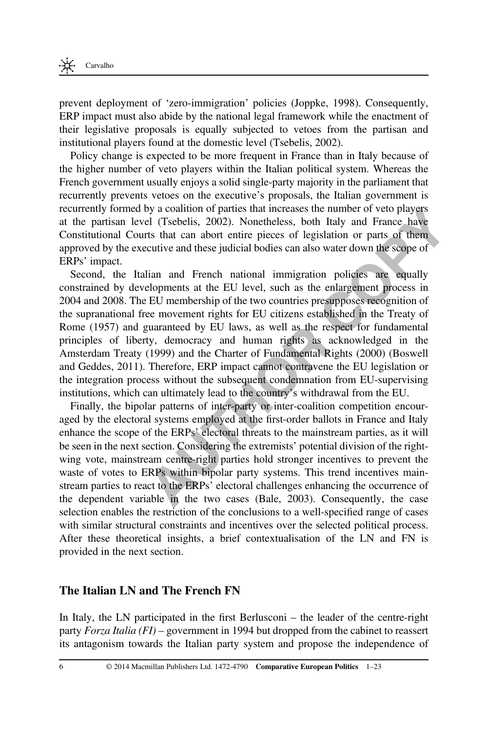prevent deployment of 'zero-immigration' policies (Joppke, 1998). Consequently, ERP impact must also abide by the national legal framework while the enactment of their legislative proposals is equally subjected to vetoes from the partisan and institutional players found at the domestic level (Tsebelis, 2002).

Policy change is expected to be more frequent in France than in Italy because of the higher number of veto players within the Italian political system. Whereas the French government usually enjoys a solid single-party majority in the parliament that recurrently prevents vetoes on the executive's proposals, the Italian government is recurrently formed by a coalition of parties that increases the number of veto players at the partisan level (Tsebelis, 2002). Nonetheless, both Italy and France have Constitutional Courts that can abort entire pieces of legislation or parts of them approved by the executive and these judicial bodies can also water down the scope of ERPs' impact.

Second, the Italian and French national immigration policies are equally constrained by developments at the EU level, such as the enlargement process in 2004 and 2008. The EU membership of the two countries presupposes recognition of the supranational free movement rights for EU citizens established in the Treaty of Rome (1957) and guaranteed by EU laws, as well as the respect for fundamental principles of liberty, democracy and human rights as acknowledged in the Amsterdam Treaty (1999) and the Charter of Fundamental Rights (2000) (Boswell and Geddes, 2011). Therefore, ERP impact cannot contravene the EU legislation or the integration process without the subsequent condemnation from EU-supervising institutions, which can ultimately lead to the country's withdrawal from the EU.

Finally, the bipolar patterns of inter-party or inter-coalition competition encouraged by the electoral systems employed at the first-order ballots in France and Italy enhance the scope of the ERPs' electoral threats to the mainstream parties, as it will be seen in the next section. Considering the extremists' potential division of the right-wing vote, mainstream centre-right parties hold stronger incentives to prevent the waste of votes to ERPs within bipolar party systems. This trend incentives mainstream parties to react to the ERPs' electoral challenges enhancing the occurrence of the dependent variable in the two cases (Bale, 2003). Consequently, the case selection enables the restriction of the conclusions to a well-specified range of cases with similar structural constraints and incentives over the selected political process. After these theoretical insights, a brief contextualisation of the LN and FN is provided in the next section.

## The Italian LN and The French FN

In Italy, the LN participated in the first Berlusconi – the leader of the centre-right party *Forza Italia (FI)* – government in 1994 but dropped from the cabinet to reassert its antagonism towards the Italian party system and propose the independence of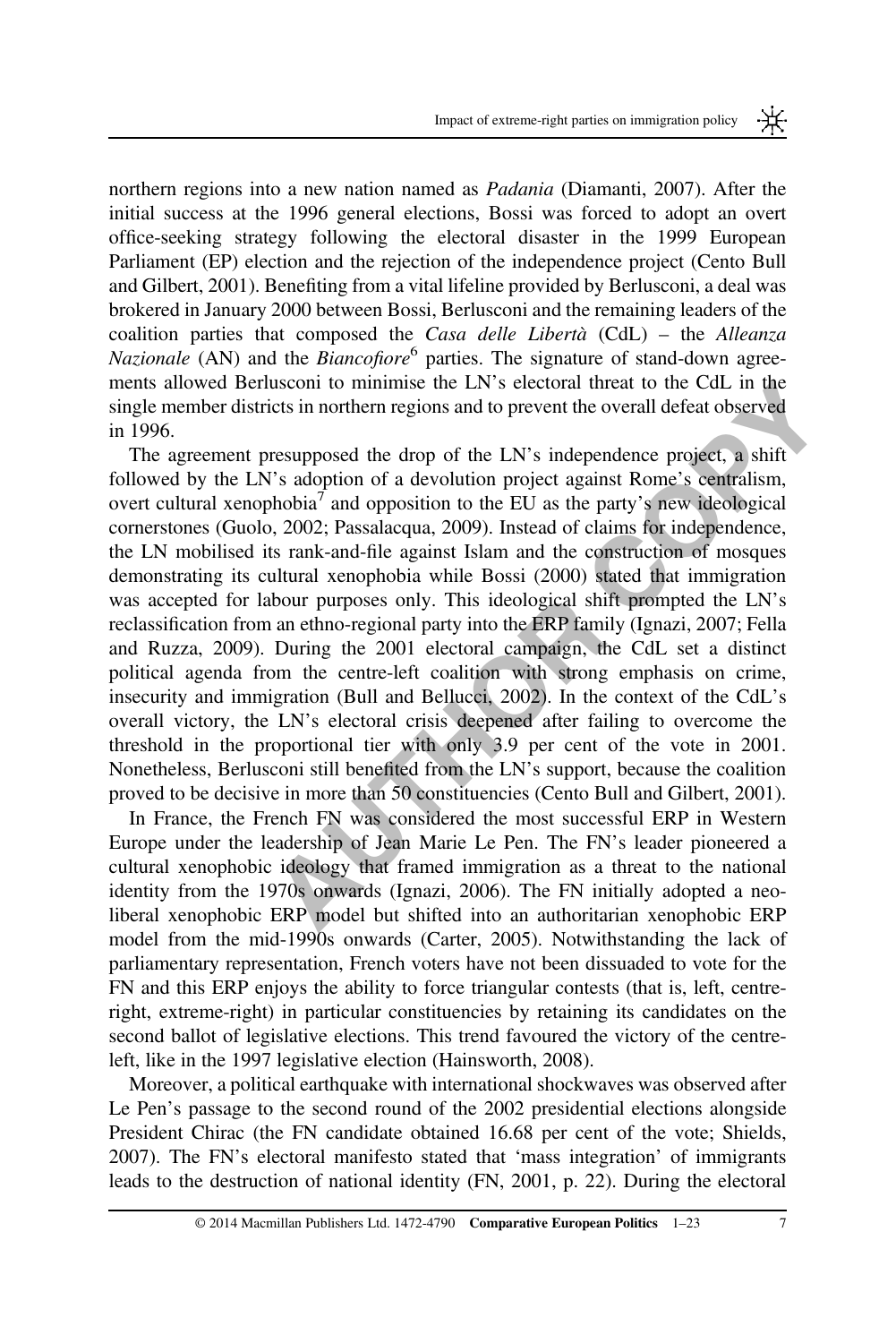northern regions into a new nation named as *Padania* (Diamanti, 2007). After the initial success at the 1996 general elections, Bossi was forced to adopt an overt office-seeking strategy following the electoral disaster in the 1999 European Parliament (EP) election and the rejection of the independence project (Cento Bull and Gilbert, 2001). Benefiting from a vital lifeline provided by Berlusconi, a deal was brokered in January 2000 between Bossi, Berlusconi and the remaining leaders of the coalition parties that composed the *Casa delle Libertà* (CdL) – the *Alleanza Nazionale* (AN) and the *Biancofiore*[6] parties. The signature of stand-down agreements allowed Berlusconi to minimise the LN's electoral threat to the CdL in the single member districts in northern regions and to prevent the overall defeat observed in 1996.

The agreement presupposed the drop of the LN's independence project, a shift followed by the LN's adoption of a devolution project against Rome's centralism, overt cultural xenophobia[7] and opposition to the EU as the party's new ideological cornerstones (Guolo, 2002; Passalacqua, 2009). Instead of claims for independence, the LN mobilised its rank-and-file against Islam and the construction of mosques demonstrating its cultural xenophobia while Bossi (2000) stated that immigration was accepted for labour purposes only. This ideological shift prompted the LN's reclassification from an ethno-regional party into the ERP family (Ignazi, 2007; Fella and Ruzza, 2009). During the 2001 electoral campaign, the CdL set a distinct political agenda from the centre-left coalition with strong emphasis on crime, insecurity and immigration (Bull and Bellucci, 2002). In the context of the CdL's overall victory, the LN's electoral crisis deepened after failing to overcome the threshold in the proportional tier with only 3.9 per cent of the vote in 2001. Nonetheless, Berlusconi still benefited from the LN's support, because the coalition proved to be decisive in more than 50 constituencies (Cento Bull and Gilbert, 2001).

In France, the French FN was considered the most successful ERP in Western Europe under the leadership of Jean Marie Le Pen. The FN's leader pioneered a cultural xenophobic ideology that framed immigration as a threat to the national identity from the 1970s onwards (Ignazi, 2006). The FN initially adopted a neo-liberal xenophobic ERP model but shifted into an authoritarian xenophobic ERP model from the mid-1990s onwards (Carter, 2005). Notwithstanding the lack of parliamentary representation, French voters have not been dissuaded to vote for the FN and this ERP enjoys the ability to force triangular contests (that is, left, centre-right, extreme-right) in particular constituencies by retaining its candidates on the second ballot of legislative elections. This trend favoured the victory of the centre-left, like in the 1997 legislative election (Hainsworth, 2008).

Moreover, a political earthquake with international shockwaves was observed after Le Pen's passage to the second round of the 2002 presidential elections alongside President Chirac (the FN candidate obtained 16.68 per cent of the vote; Shields, 2007). The FN's electoral manifesto stated that 'mass integration' of immigrants leads to the destruction of national identity (FN, 2001, p. 22). During the electoral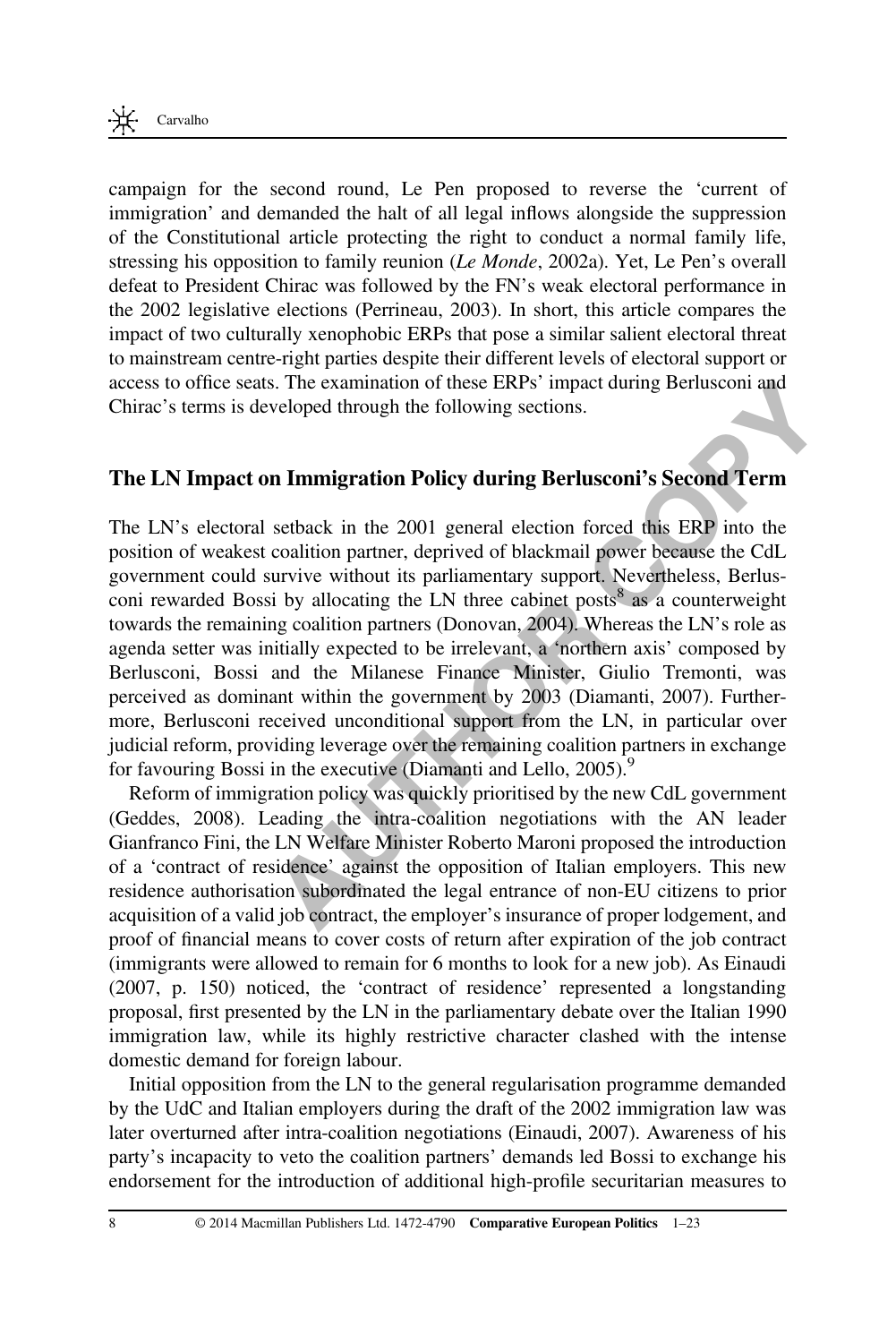campaign for the second round, Le Pen proposed to reverse the 'current of immigration' and demanded the halt of all legal inflows alongside the suppression of the Constitutional article protecting the right to conduct a normal family life, stressing his opposition to family reunion (*Le Monde*, 2002a). Yet, Le Pen's overall defeat to President Chirac was followed by the FN's weak electoral performance in the 2002 legislative elections (Perrineau, 2003). In short, this article compares the impact of two culturally xenophobic ERPs that pose a similar salient electoral threat to mainstream centre-right parties despite their different levels of electoral support or access to office seats. The examination of these ERPs' impact during Berlusconi and Chirac's terms is developed through the following sections.

## The LN Impact on Immigration Policy during Berlusconi's Second Term

The LN's electoral setback in the 2001 general election forced this ERP into the position of weakest coalition partner, deprived of blackmail power because the CdL government could survive without its parliamentary support. Nevertheless, Berlusconi rewarded Bossi by allocating the LN three cabinet posts[8] as a counterweight towards the remaining coalition partners (Donovan, 2004). Whereas the LN's role as agenda setter was initially expected to be irrelevant, a 'northern axis' composed by Berlusconi, Bossi and the Milanese Finance Minister, Giulio Tremonti, was perceived as dominant within the government by 2003 (Diamanti, 2007). Furthermore, Berlusconi received unconditional support from the LN, in particular over judicial reform, providing leverage over the remaining coalition partners in exchange for favouring Bossi in the executive (Diamanti and Lello, 2005).[9]

Reform of immigration policy was quickly prioritised by the new CdL government (Geddes, 2008). Leading the intra-coalition negotiations with the AN leader Gianfranco Fini, the LN Welfare Minister Roberto Maroni proposed the introduction of a 'contract of residence' against the opposition of Italian employers. This new residence authorisation subordinated the legal entrance of non-EU citizens to prior acquisition of a valid job contract, the employer's insurance of proper lodgement, and proof of financial means to cover costs of return after expiration of the job contract (immigrants were allowed to remain for 6 months to look for a new job). As Einaudi (2007, p. 150) noticed, the 'contract of residence' represented a longstanding proposal, first presented by the LN in the parliamentary debate over the Italian 1990 immigration law, while its highly restrictive character clashed with the intense domestic demand for foreign labour.

Initial opposition from the LN to the general regularisation programme demanded by the UdC and Italian employers during the draft of the 2002 immigration law was later overturned after intra-coalition negotiations (Einaudi, 2007). Awareness of his party's incapacity to veto the coalition partners' demands led Bossi to exchange his endorsement for the introduction of additional high-profile securitarian measures to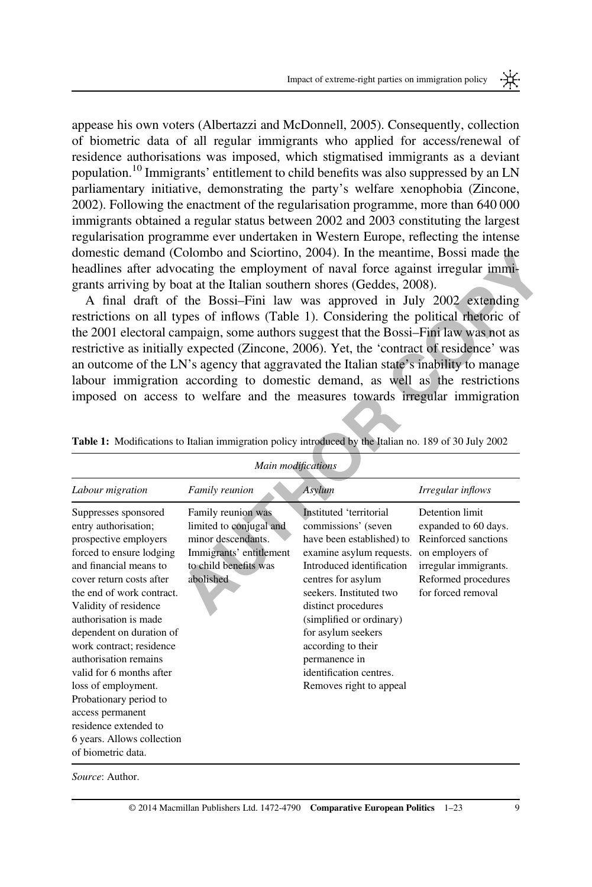appease his own voters (Albertazzi and McDonnell, 2005). Consequently, collection of biometric data of all regular immigrants who applied for access/renewal of residence authorisations was imposed, which stigmatised immigrants as a deviant population.[10] Immigrants' entitlement to child benefits was also suppressed by an LN parliamentary initiative, demonstrating the party's welfare xenophobia (Zincone, 2002). Following the enactment of the regularisation programme, more than 640 000 immigrants obtained a regular status between 2002 and 2003 constituting the largest regularisation programme ever undertaken in Western Europe, reflecting the intense domestic demand (Colombo and Sciortino, 2004). In the meantime, Bossi made the headlines after advocating the employment of naval force against irregular immigrants arriving by boat at the Italian southern shores (Geddes, 2008).

A final draft of the Bossi–Fini law was approved in July 2002 extending restrictions on all types of inflows (Table 1). Considering the political rhetoric of the 2001 electoral campaign, some authors suggest that the Bossi–Fini law was not as restrictive as initially expected (Zincone, 2006). Yet, the 'contract of residence' was an outcome of the LN's agency that aggravated the Italian state's inability to manage labour immigration according to domestic demand, as well as the restrictions imposed on access to welfare and the measures towards irregular immigration

**Table 1:** Modifications to Italian immigration policy introduced by the Italian no. 189 of 30 July 2002

| *Main modifications* | | | |
|---|---|---|---|
| *Labour migration* | *Family reunion* | *Asylum* | *Irregular inflows* |
| Suppresses sponsored entry authorisation; prospective employers forced to ensure lodging and financial means to cover return costs after the end of work contract. Validity of residence authorisation is made dependent on duration of work contract; residence authorisation remains valid for 6 months after loss of employment. Probationary period to access permanent residence extended to 6 years. Allows collection of biometric data. | Family reunion was limited to conjugal and minor descendants. Immigrants' entitlement to child benefits was abolished | Instituted 'territorial commissions' (seven have been established) to examine asylum requests. Introduced identification centres for asylum seekers. Instituted two distinct procedures (simplified or ordinary) for asylum seekers according to their permanence in identification centres. Removes right to appeal | Detention limit expanded to 60 days. Reinforced sanctions on employers of irregular immigrants. Reformed procedures for forced removal |

*Source*: Author.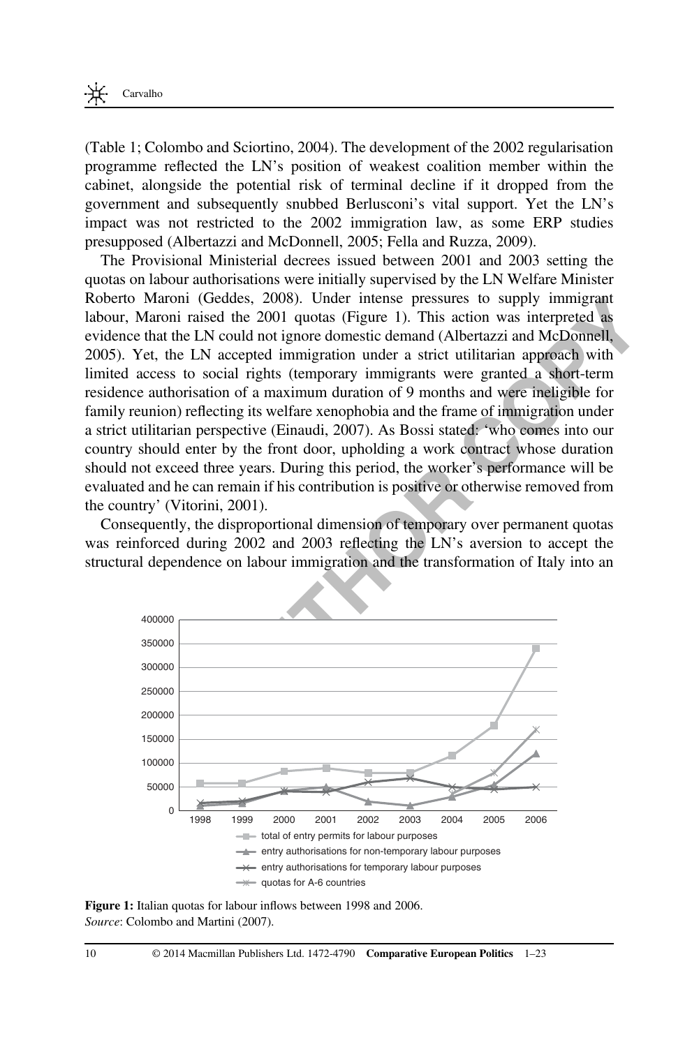(Table 1; Colombo and Sciortino, 2004). The development of the 2002 regularisation programme reflected the LN's position of weakest coalition member within the cabinet, alongside the potential risk of terminal decline if it dropped from the government and subsequently snubbed Berlusconi's vital support. Yet the LN's impact was not restricted to the 2002 immigration law, as some ERP studies presupposed (Albertazzi and McDonnell, 2005; Fella and Ruzza, 2009).

The Provisional Ministerial decrees issued between 2001 and 2003 setting the quotas on labour authorisations were initially supervised by the LN Welfare Minister Roberto Maroni (Geddes, 2008). Under intense pressures to supply immigrant labour, Maroni raised the 2001 quotas (Figure 1). This action was interpreted as evidence that the LN could not ignore domestic demand (Albertazzi and McDonnell, 2005). Yet, the LN accepted immigration under a strict utilitarian approach with limited access to social rights (temporary immigrants were granted a short-term residence authorisation of a maximum duration of 9 months and were ineligible for family reunion) reflecting its welfare xenophobia and the frame of immigration under a strict utilitarian perspective (Einaudi, 2007). As Bossi stated: 'who comes into our country should enter by the front door, upholding a work contract whose duration should not exceed three years. During this period, the worker's performance will be evaluated and he can remain if his contribution is positive or otherwise removed from the country' (Vitorini, 2001).

Consequently, the disproportional dimension of temporary over permanent quotas was reinforced during 2002 and 2003 reflecting the LN's aversion to accept the structural dependence on labour immigration and the transformation of Italy into an

**Figure 1:** Italian quotas for labour inflows between 1998 and 2006.
*Source*: Colombo and Martini (2007).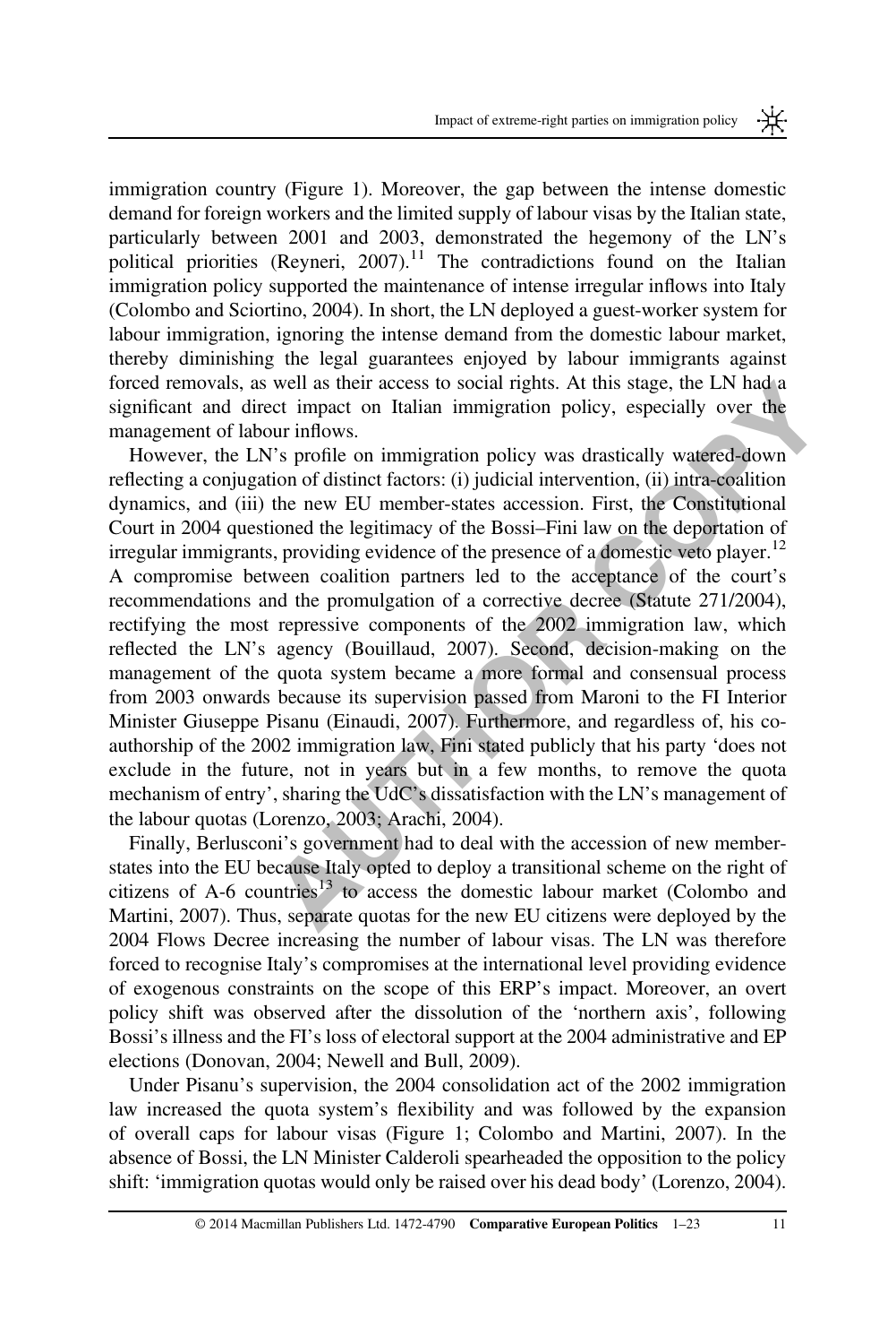immigration country (Figure 1). Moreover, the gap between the intense domestic demand for foreign workers and the limited supply of labour visas by the Italian state, particularly between 2001 and 2003, demonstrated the hegemony of the LN's political priorities (Reyneri, 2007).[11] The contradictions found on the Italian immigration policy supported the maintenance of intense irregular inflows into Italy (Colombo and Sciortino, 2004). In short, the LN deployed a guest-worker system for labour immigration, ignoring the intense demand from the domestic labour market, thereby diminishing the legal guarantees enjoyed by labour immigrants against forced removals, as well as their access to social rights. At this stage, the LN had a significant and direct impact on Italian immigration policy, especially over the management of labour inflows.

However, the LN's profile on immigration policy was drastically watered-down reflecting a conjugation of distinct factors: (i) judicial intervention, (ii) intra-coalition dynamics, and (iii) the new EU member-states accession. First, the Constitutional Court in 2004 questioned the legitimacy of the Bossi–Fini law on the deportation of irregular immigrants, providing evidence of the presence of a domestic veto player.[12] A compromise between coalition partners led to the acceptance of the court's recommendations and the promulgation of a corrective decree (Statute 271/2004), rectifying the most repressive components of the 2002 immigration law, which reflected the LN's agency (Bouillaud, 2007). Second, decision-making on the management of the quota system became a more formal and consensual process from 2003 onwards because its supervision passed from Maroni to the FI Interior Minister Giuseppe Pisanu (Einaudi, 2007). Furthermore, and regardless of, his co-authorship of the 2002 immigration law, Fini stated publicly that his party 'does not exclude in the future, not in years but in a few months, to remove the quota mechanism of entry', sharing the UdC's dissatisfaction with the LN's management of the labour quotas (Lorenzo, 2003; Arachi, 2004).

Finally, Berlusconi's government had to deal with the accession of new member-states into the EU because Italy opted to deploy a transitional scheme on the right of citizens of A-6 countries[13] to access the domestic labour market (Colombo and Martini, 2007). Thus, separate quotas for the new EU citizens were deployed by the 2004 Flows Decree increasing the number of labour visas. The LN was therefore forced to recognise Italy's compromises at the international level providing evidence of exogenous constraints on the scope of this ERP's impact. Moreover, an overt policy shift was observed after the dissolution of the 'northern axis', following Bossi's illness and the FI's loss of electoral support at the 2004 administrative and EP elections (Donovan, 2004; Newell and Bull, 2009).

Under Pisanu's supervision, the 2004 consolidation act of the 2002 immigration law increased the quota system's flexibility and was followed by the expansion of overall caps for labour visas (Figure 1; Colombo and Martini, 2007). In the absence of Bossi, the LN Minister Calderoli spearheaded the opposition to the policy shift: 'immigration quotas would only be raised over his dead body' (Lorenzo, 2004).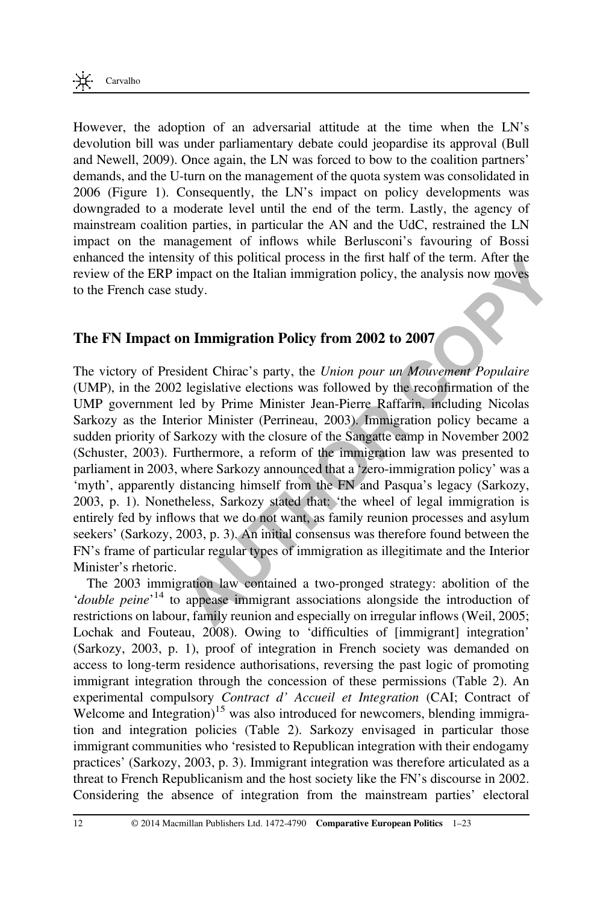However, the adoption of an adversarial attitude at the time when the LN's devolution bill was under parliamentary debate could jeopardise its approval (Bull and Newell, 2009). Once again, the LN was forced to bow to the coalition partners' demands, and the U-turn on the management of the quota system was consolidated in 2006 (Figure 1). Consequently, the LN's impact on policy developments was downgraded to a moderate level until the end of the term. Lastly, the agency of mainstream coalition parties, in particular the AN and the UdC, restrained the LN impact on the management of inflows while Berlusconi's favouring of Bossi enhanced the intensity of this political process in the first half of the term. After the review of the ERP impact on the Italian immigration policy, the analysis now moves to the French case study.

## The FN Impact on Immigration Policy from 2002 to 2007

The victory of President Chirac's party, the *Union pour un Mouvement Populaire* (UMP), in the 2002 legislative elections was followed by the reconfirmation of the UMP government led by Prime Minister Jean-Pierre Raffarin, including Nicolas Sarkozy as the Interior Minister (Perrineau, 2003). Immigration policy became a sudden priority of Sarkozy with the closure of the Sangatte camp in November 2002 (Schuster, 2003). Furthermore, a reform of the immigration law was presented to parliament in 2003, where Sarkozy announced that a 'zero-immigration policy' was a 'myth', apparently distancing himself from the FN and Pasqua's legacy (Sarkozy, 2003, p. 1). Nonetheless, Sarkozy stated that: 'the wheel of legal immigration is entirely fed by inflows that we do not want, as family reunion processes and asylum seekers' (Sarkozy, 2003, p. 3). An initial consensus was therefore found between the FN's frame of particular regular types of immigration as illegitimate and the Interior Minister's rhetoric.

The 2003 immigration law contained a two-pronged strategy: abolition of the '*double peine*'[14] to appease immigrant associations alongside the introduction of restrictions on labour, family reunion and especially on irregular inflows (Weil, 2005; Lochak and Fouteau, 2008). Owing to 'difficulties of [immigrant] integration' (Sarkozy, 2003, p. 1), proof of integration in French society was demanded on access to long-term residence authorisations, reversing the past logic of promoting immigrant integration through the concession of these permissions (Table 2). An experimental compulsory *Contract d' Accueil et Integration* (CAI; Contract of Welcome and Integration)[15] was also introduced for newcomers, blending immigration and integration policies (Table 2). Sarkozy envisaged in particular those immigrant communities who 'resisted to Republican integration with their endogamy practices' (Sarkozy, 2003, p. 3). Immigrant integration was therefore articulated as a threat to French Republicanism and the host society like the FN's discourse in 2002. Considering the absence of integration from the mainstream parties' electoral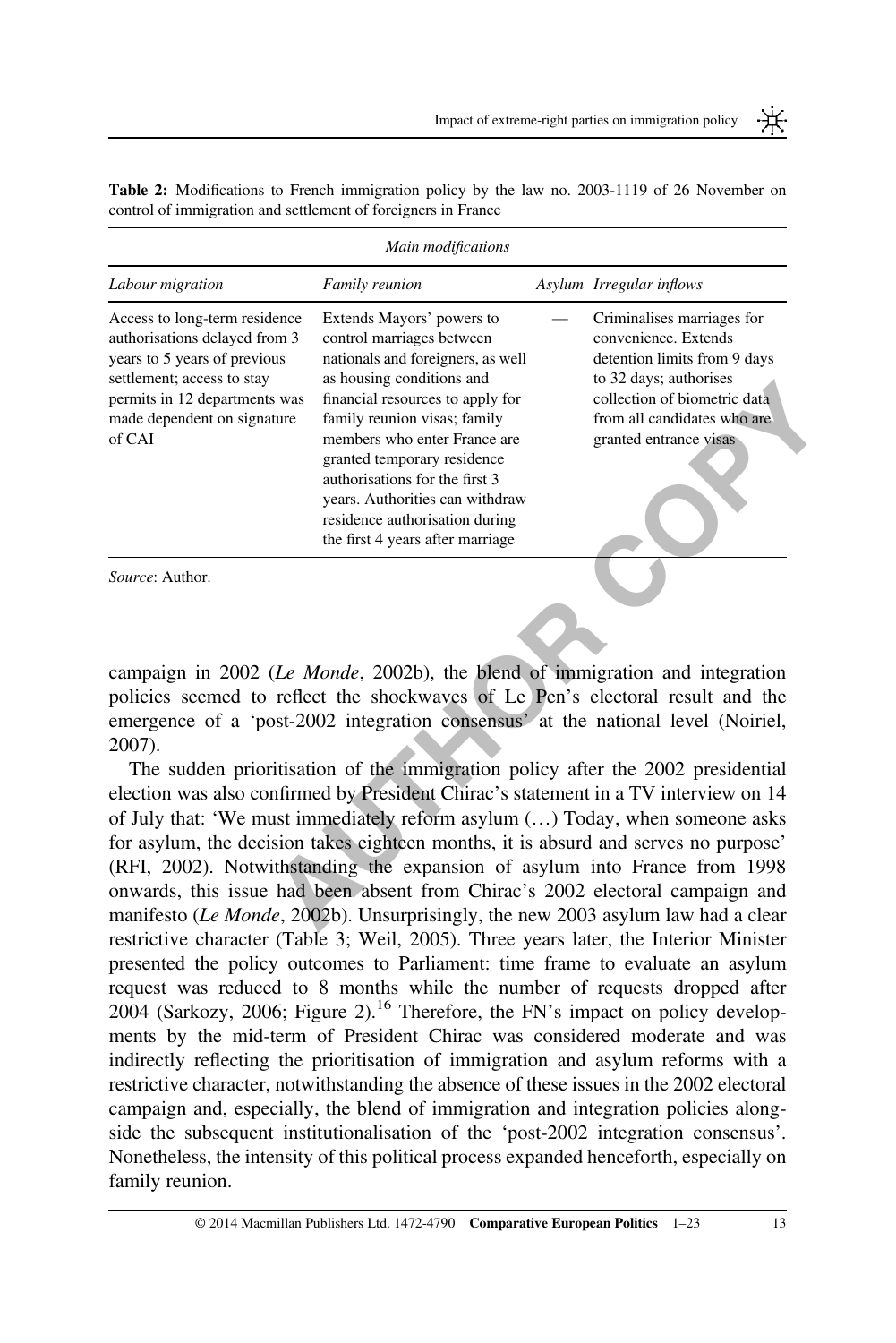**Table 2:** Modifications to French immigration policy by the law no. 2003-1119 of 26 November on control of immigration and settlement of foreigners in France

| *Main modifications* | | | |
|---|---|---|---|
| *Labour migration* | *Family reunion* | *Asylum* | *Irregular inflows* |
| Access to long-term residence authorisations delayed from 3 years to 5 years of previous settlement; access to stay permits in 12 departments was made dependent on signature of CAI | Extends Mayors' powers to control marriages between nationals and foreigners, as well as housing conditions and financial resources to apply for family reunion visas; family members who enter France are granted temporary residence authorisations for the first 3 years. Authorities can withdraw residence authorisation during the first 4 years after marriage | — | Criminalises marriages for convenience. Extends detention limits from 9 days to 32 days; authorises collection of biometric data from all candidates who are granted entrance visas |

*Source*: Author.

campaign in 2002 (*Le Monde*, 2002b), the blend of immigration and integration policies seemed to reflect the shockwaves of Le Pen's electoral result and the emergence of a 'post-2002 integration consensus' at the national level (Noiriel, 2007).

The sudden prioritisation of the immigration policy after the 2002 presidential election was also confirmed by President Chirac's statement in a TV interview on 14 of July that: 'We must immediately reform asylum (…) Today, when someone asks for asylum, the decision takes eighteen months, it is absurd and serves no purpose' (RFI, 2002). Notwithstanding the expansion of asylum into France from 1998 onwards, this issue had been absent from Chirac's 2002 electoral campaign and manifesto (*Le Monde*, 2002b). Unsurprisingly, the new 2003 asylum law had a clear restrictive character (Table 3; Weil, 2005). Three years later, the Interior Minister presented the policy outcomes to Parliament: time frame to evaluate an asylum request was reduced to 8 months while the number of requests dropped after 2004 (Sarkozy, 2006; Figure 2).[16] Therefore, the FN's impact on policy developments by the mid-term of President Chirac was considered moderate and was indirectly reflecting the prioritisation of immigration and asylum reforms with a restrictive character, notwithstanding the absence of these issues in the 2002 electoral campaign and, especially, the blend of immigration and integration policies alongside the subsequent institutionalisation of the 'post-2002 integration consensus'. Nonetheless, the intensity of this political process expanded henceforth, especially on family reunion.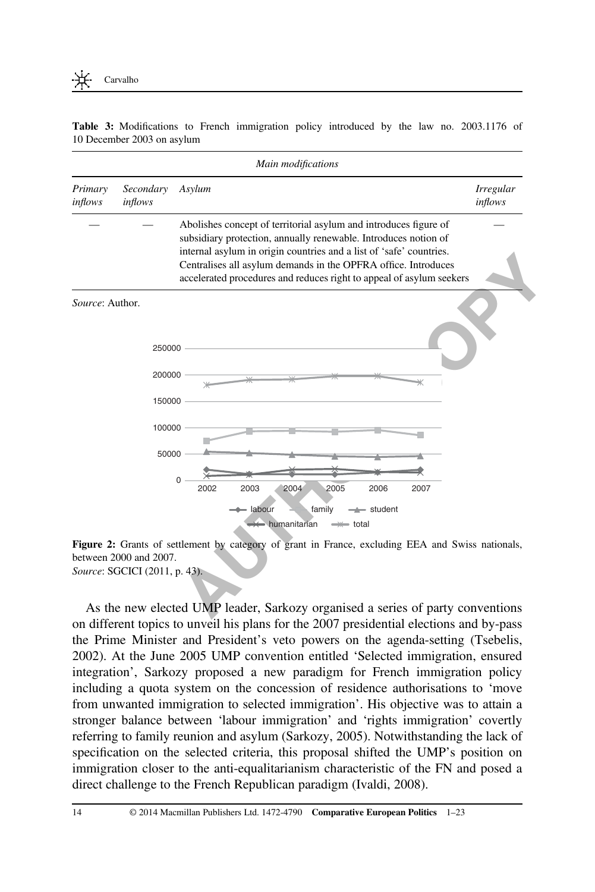**Table 3:** Modifications to French immigration policy introduced by the law no. 2003.1176 of 10 December 2003 on asylum

| Main modifications | | | |
|---|---|---|---|
| *Primary inflows* | *Secondary inflows* | *Asylum* | *Irregular inflows* |
| — | — | Abolishes concept of territorial asylum and introduces figure of subsidiary protection, annually renewable. Introduces notion of internal asylum in origin countries and a list of 'safe' countries. Centralises all asylum demands in the OPFRA office. Introduces accelerated procedures and reduces right to appeal of asylum seekers | — |

*Source*: Author.

**Figure 2:** Grants of settlement by category of grant in France, excluding EEA and Swiss nationals, between 2000 and 2007.
*Source*: SGCICI (2011, p. 43).

As the new elected UMP leader, Sarkozy organised a series of party conventions on different topics to unveil his plans for the 2007 presidential elections and by-pass the Prime Minister and President's veto powers on the agenda-setting (Tsebelis, 2002). At the June 2005 UMP convention entitled 'Selected immigration, ensured integration', Sarkozy proposed a new paradigm for French immigration policy including a quota system on the concession of residence authorisations to 'move from unwanted immigration to selected immigration'. His objective was to attain a stronger balance between 'labour immigration' and 'rights immigration' covertly referring to family reunion and asylum (Sarkozy, 2005). Notwithstanding the lack of specification on the selected criteria, this proposal shifted the UMP's position on immigration closer to the anti-equalitarianism characteristic of the FN and posed a direct challenge to the French Republican paradigm (Ivaldi, 2008).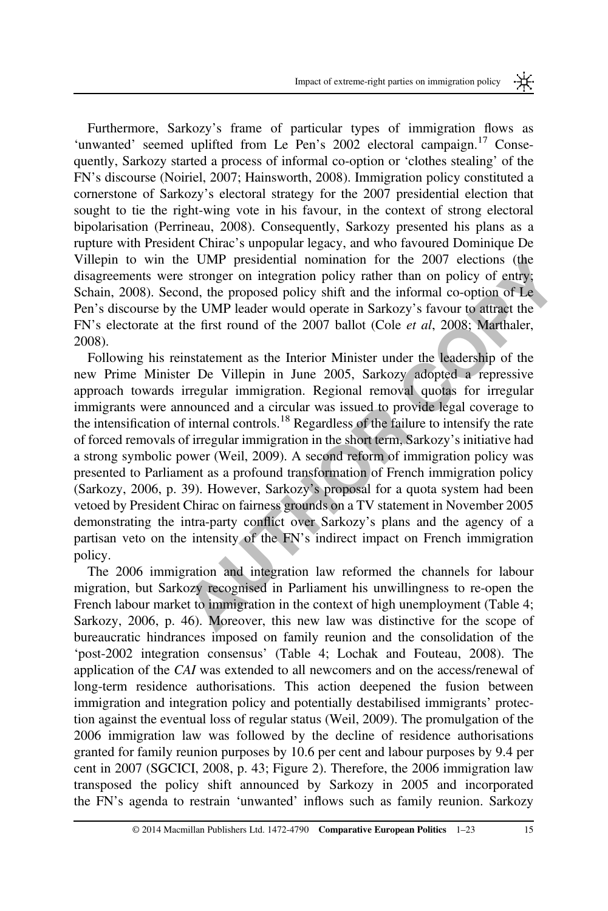Furthermore, Sarkozy's frame of particular types of immigration flows as 'unwanted' seemed uplifted from Le Pen's 2002 electoral campaign.[17] Consequently, Sarkozy started a process of informal co-option or 'clothes stealing' of the FN's discourse (Noiriel, 2007; Hainsworth, 2008). Immigration policy constituted a cornerstone of Sarkozy's electoral strategy for the 2007 presidential election that sought to tie the right-wing vote in his favour, in the context of strong electoral bipolarisation (Perrineau, 2008). Consequently, Sarkozy presented his plans as a rupture with President Chirac's unpopular legacy, and who favoured Dominique De Villepin to win the UMP presidential nomination for the 2007 elections (the disagreements were stronger on integration policy rather than on policy of entry; Schain, 2008). Second, the proposed policy shift and the informal co-option of Le Pen's discourse by the UMP leader would operate in Sarkozy's favour to attract the FN's electorate at the first round of the 2007 ballot (Cole *et al*, 2008; Marthaler, 2008).

Following his reinstatement as the Interior Minister under the leadership of the new Prime Minister De Villepin in June 2005, Sarkozy adopted a repressive approach towards irregular immigration. Regional removal quotas for irregular immigrants were announced and a circular was issued to provide legal coverage to the intensification of internal controls.[18] Regardless of the failure to intensify the rate of forced removals of irregular immigration in the short term, Sarkozy's initiative had a strong symbolic power (Weil, 2009). A second reform of immigration policy was presented to Parliament as a profound transformation of French immigration policy (Sarkozy, 2006, p. 39). However, Sarkozy's proposal for a quota system had been vetoed by President Chirac on fairness grounds on a TV statement in November 2005 demonstrating the intra-party conflict over Sarkozy's plans and the agency of a partisan veto on the intensity of the FN's indirect impact on French immigration policy.

The 2006 immigration and integration law reformed the channels for labour migration, but Sarkozy recognised in Parliament his unwillingness to re-open the French labour market to immigration in the context of high unemployment (Table 4; Sarkozy, 2006, p. 46). Moreover, this new law was distinctive for the scope of bureaucratic hindrances imposed on family reunion and the consolidation of the 'post-2002 integration consensus' (Table 4; Lochak and Fouteau, 2008). The application of the *CAI* was extended to all newcomers and on the access/renewal of long-term residence authorisations. This action deepened the fusion between immigration and integration policy and potentially destabilised immigrants' protection against the eventual loss of regular status (Weil, 2009). The promulgation of the 2006 immigration law was followed by the decline of residence authorisations granted for family reunion purposes by 10.6 per cent and labour purposes by 9.4 per cent in 2007 (SGCICI, 2008, p. 43; Figure 2). Therefore, the 2006 immigration law transposed the policy shift announced by Sarkozy in 2005 and incorporated the FN's agenda to restrain 'unwanted' inflows such as family reunion. Sarkozy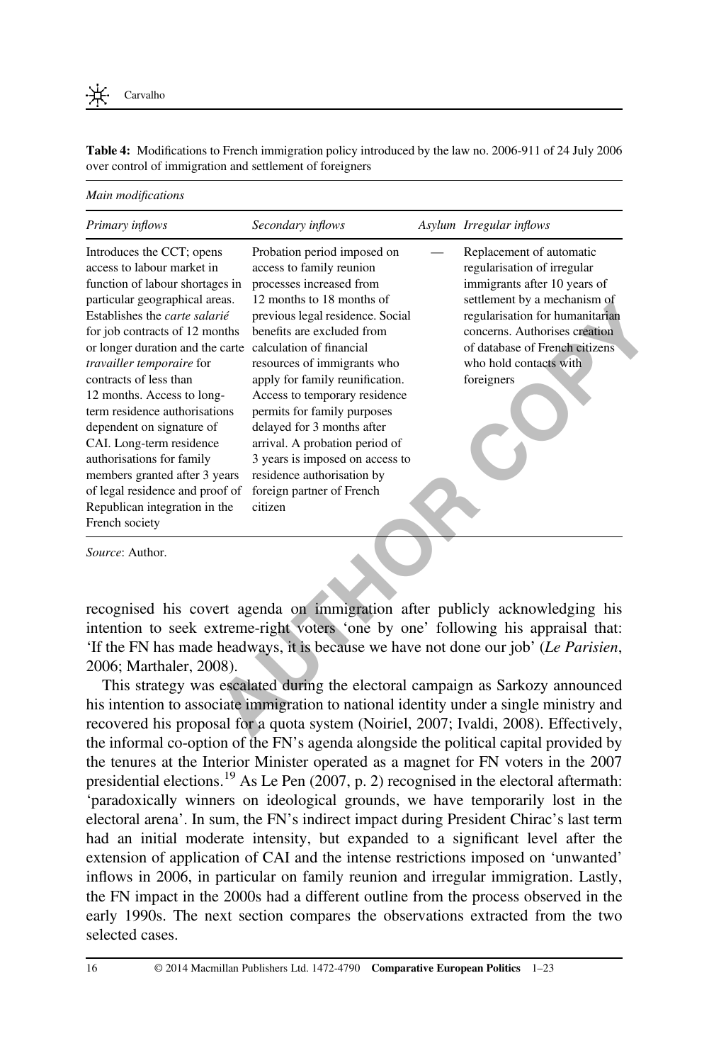**Table 4:** Modifications to French immigration policy introduced by the law no. 2006-911 of 24 July 2006 over control of immigration and settlement of foreigners

| *Main modifications* | | | |
|---|---|---|---|
| *Primary inflows* | *Secondary inflows* | *Asylum* | *Irregular inflows* |
| Introduces the CCT; opens access to labour market in function of labour shortages in particular geographical areas. Establishes the *carte salarié* for job contracts of 12 months or longer duration and the carte *travailler temporaire* for contracts of less than 12 months. Access to long-term residence authorisations dependent on signature of CAI. Long-term residence authorisations for family members granted after 3 years of legal residence and proof of Republican integration in the French society | Probation period imposed on access to family reunion processes increased from 12 months to 18 months of previous legal residence. Social benefits are excluded from calculation of financial resources of immigrants who apply for family reunification. Access to temporary residence permits for family purposes delayed for 3 months after arrival. A probation period of 3 years is imposed on access to residence authorisation by foreign partner of French citizen | — | Replacement of automatic regularisation of irregular immigrants after 10 years of settlement by a mechanism of regularisation for humanitarian concerns. Authorises creation of database of French citizens who hold contacts with foreigners |

*Source*: Author.

recognised his covert agenda on immigration after publicly acknowledging his intention to seek extreme-right voters 'one by one' following his appraisal that: 'If the FN has made headways, it is because we have not done our job' (*Le Parisien*, 2006; Marthaler, 2008).

This strategy was escalated during the electoral campaign as Sarkozy announced his intention to associate immigration to national identity under a single ministry and recovered his proposal for a quota system (Noiriel, 2007; Ivaldi, 2008). Effectively, the informal co-option of the FN's agenda alongside the political capital provided by the tenures at the Interior Minister operated as a magnet for FN voters in the 2007 presidential elections.[19] As Le Pen (2007, p. 2) recognised in the electoral aftermath: 'paradoxically winners on ideological grounds, we have temporarily lost in the electoral arena'. In sum, the FN's indirect impact during President Chirac's last term had an initial moderate intensity, but expanded to a significant level after the extension of application of CAI and the intense restrictions imposed on 'unwanted' inflows in 2006, in particular on family reunion and irregular immigration. Lastly, the FN impact in the 2000s had a different outline from the process observed in the early 1990s. The next section compares the observations extracted from the two selected cases.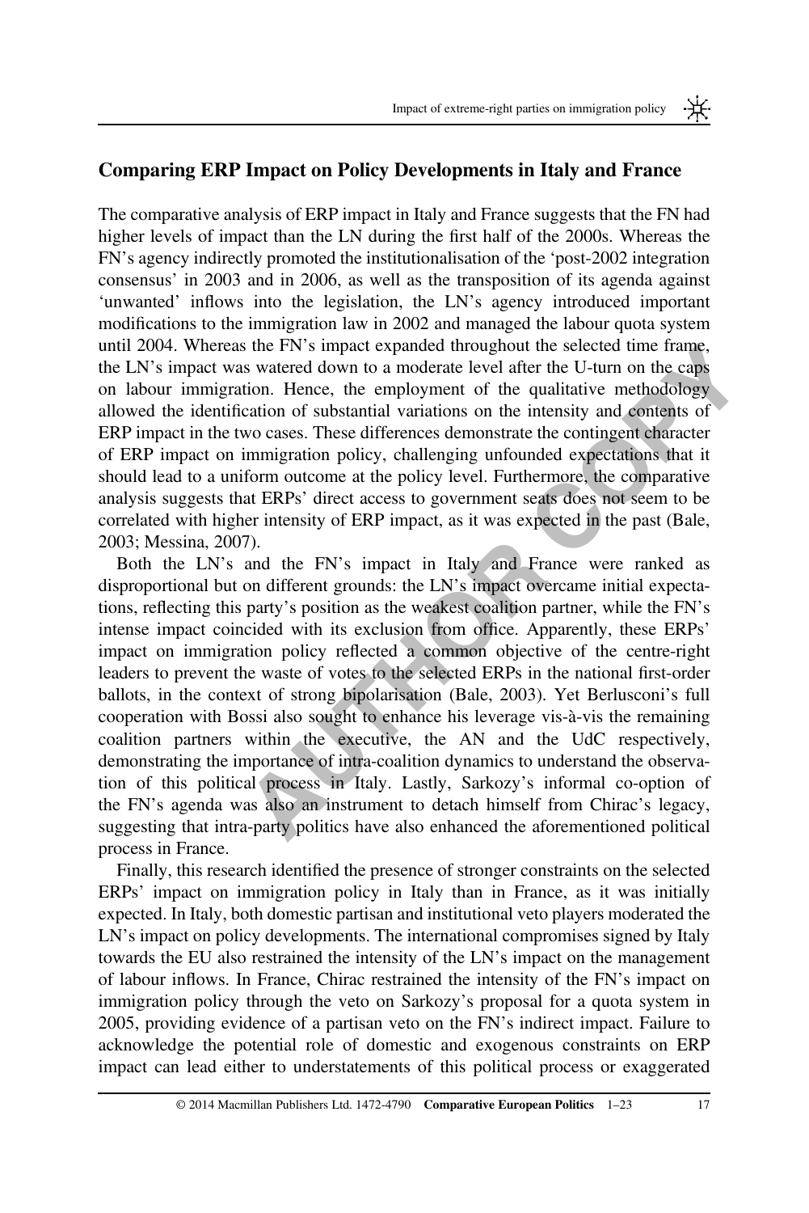## Comparing ERP Impact on Policy Developments in Italy and France

The comparative analysis of ERP impact in Italy and France suggests that the FN had higher levels of impact than the LN during the first half of the 2000s. Whereas the FN's agency indirectly promoted the institutionalisation of the 'post-2002 integration consensus' in 2003 and in 2006, as well as the transposition of its agenda against 'unwanted' inflows into the legislation, the LN's agency introduced important modifications to the immigration law in 2002 and managed the labour quota system until 2004. Whereas the FN's impact expanded throughout the selected time frame, the LN's impact was watered down to a moderate level after the U-turn on the caps on labour immigration. Hence, the employment of the qualitative methodology allowed the identification of substantial variations on the intensity and contents of ERP impact in the two cases. These differences demonstrate the contingent character of ERP impact on immigration policy, challenging unfounded expectations that it should lead to a uniform outcome at the policy level. Furthermore, the comparative analysis suggests that ERPs' direct access to government seats does not seem to be correlated with higher intensity of ERP impact, as it was expected in the past (Bale, 2003; Messina, 2007).

Both the LN's and the FN's impact in Italy and France were ranked as disproportional but on different grounds: the LN's impact overcame initial expectations, reflecting this party's position as the weakest coalition partner, while the FN's intense impact coincided with its exclusion from office. Apparently, these ERPs' impact on immigration policy reflected a common objective of the centre-right leaders to prevent the waste of votes to the selected ERPs in the national first-order ballots, in the context of strong bipolarisation (Bale, 2003). Yet Berlusconi's full cooperation with Bossi also sought to enhance his leverage vis-à-vis the remaining coalition partners within the executive, the AN and the UdC respectively, demonstrating the importance of intra-coalition dynamics to understand the observation of this political process in Italy. Lastly, Sarkozy's informal co-option of the FN's agenda was also an instrument to detach himself from Chirac's legacy, suggesting that intra-party politics have also enhanced the aforementioned political process in France.

Finally, this research identified the presence of stronger constraints on the selected ERPs' impact on immigration policy in Italy than in France, as it was initially expected. In Italy, both domestic partisan and institutional veto players moderated the LN's impact on policy developments. The international compromises signed by Italy towards the EU also restrained the intensity of the LN's impact on the management of labour inflows. In France, Chirac restrained the intensity of the FN's impact on immigration policy through the veto on Sarkozy's proposal for a quota system in 2005, providing evidence of a partisan veto on the FN's indirect impact. Failure to acknowledge the potential role of domestic and exogenous constraints on ERP impact can lead either to understatements of this political process or exaggerated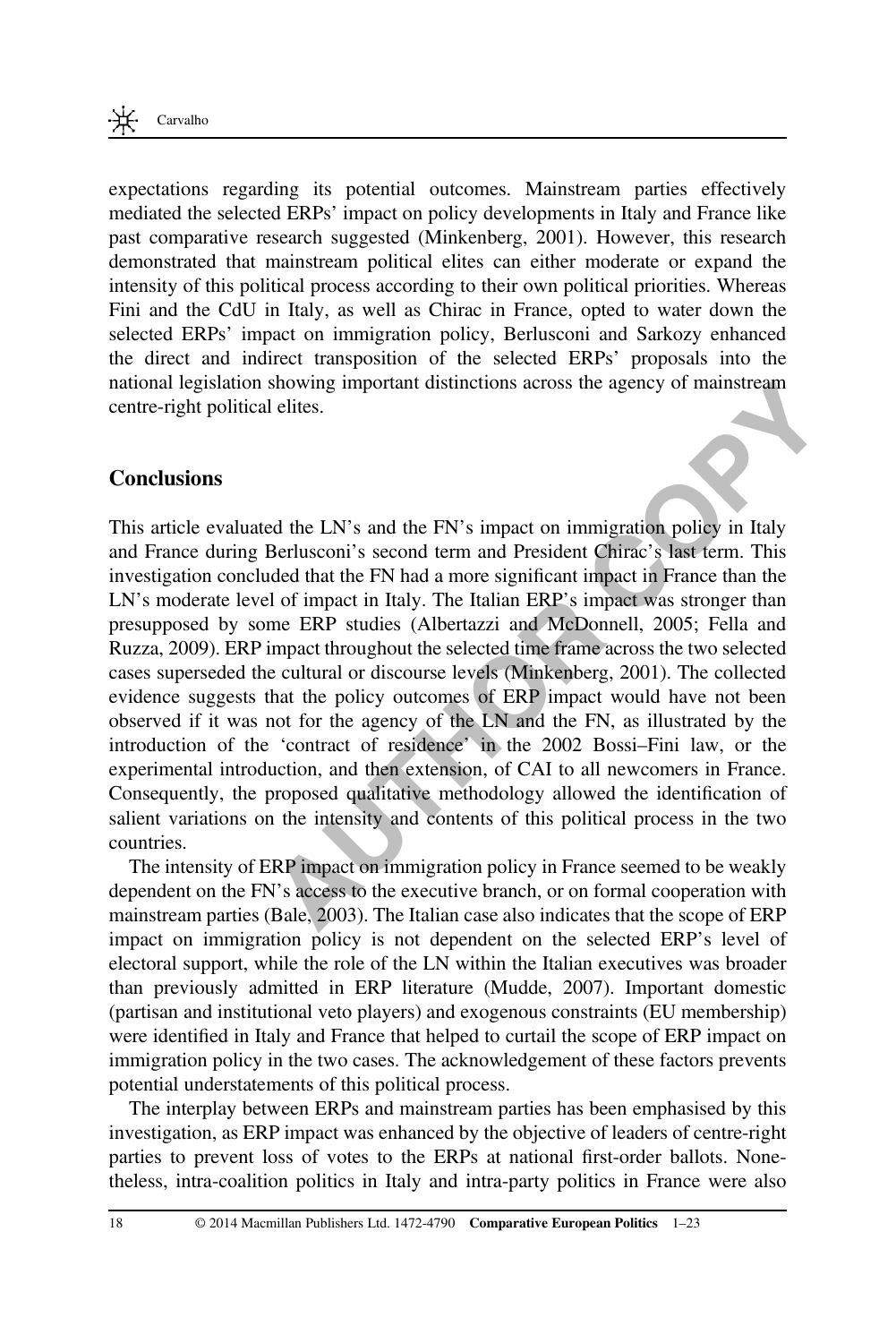expectations regarding its potential outcomes. Mainstream parties effectively mediated the selected ERPs' impact on policy developments in Italy and France like past comparative research suggested (Minkenberg, 2001). However, this research demonstrated that mainstream political elites can either moderate or expand the intensity of this political process according to their own political priorities. Whereas Fini and the CdU in Italy, as well as Chirac in France, opted to water down the selected ERPs' impact on immigration policy, Berlusconi and Sarkozy enhanced the direct and indirect transposition of the selected ERPs' proposals into the national legislation showing important distinctions across the agency of mainstream centre-right political elites.

## Conclusions

This article evaluated the LN's and the FN's impact on immigration policy in Italy and France during Berlusconi's second term and President Chirac's last term. This investigation concluded that the FN had a more significant impact in France than the LN's moderate level of impact in Italy. The Italian ERP's impact was stronger than presupposed by some ERP studies (Albertazzi and McDonnell, 2005; Fella and Ruzza, 2009). ERP impact throughout the selected time frame across the two selected cases superseded the cultural or discourse levels (Minkenberg, 2001). The collected evidence suggests that the policy outcomes of ERP impact would have not been observed if it was not for the agency of the LN and the FN, as illustrated by the introduction of the 'contract of residence' in the 2002 Bossi–Fini law, or the experimental introduction, and then extension, of CAI to all newcomers in France. Consequently, the proposed qualitative methodology allowed the identification of salient variations on the intensity and contents of this political process in the two countries.

The intensity of ERP impact on immigration policy in France seemed to be weakly dependent on the FN's access to the executive branch, or on formal cooperation with mainstream parties (Bale, 2003). The Italian case also indicates that the scope of ERP impact on immigration policy is not dependent on the selected ERP's level of electoral support, while the role of the LN within the Italian executives was broader than previously admitted in ERP literature (Mudde, 2007). Important domestic (partisan and institutional veto players) and exogenous constraints (EU membership) were identified in Italy and France that helped to curtail the scope of ERP impact on immigration policy in the two cases. The acknowledgement of these factors prevents potential understatements of this political process.

The interplay between ERPs and mainstream parties has been emphasised by this investigation, as ERP impact was enhanced by the objective of leaders of centre-right parties to prevent loss of votes to the ERPs at national first-order ballots. Nonetheless, intra-coalition politics in Italy and intra-party politics in France were also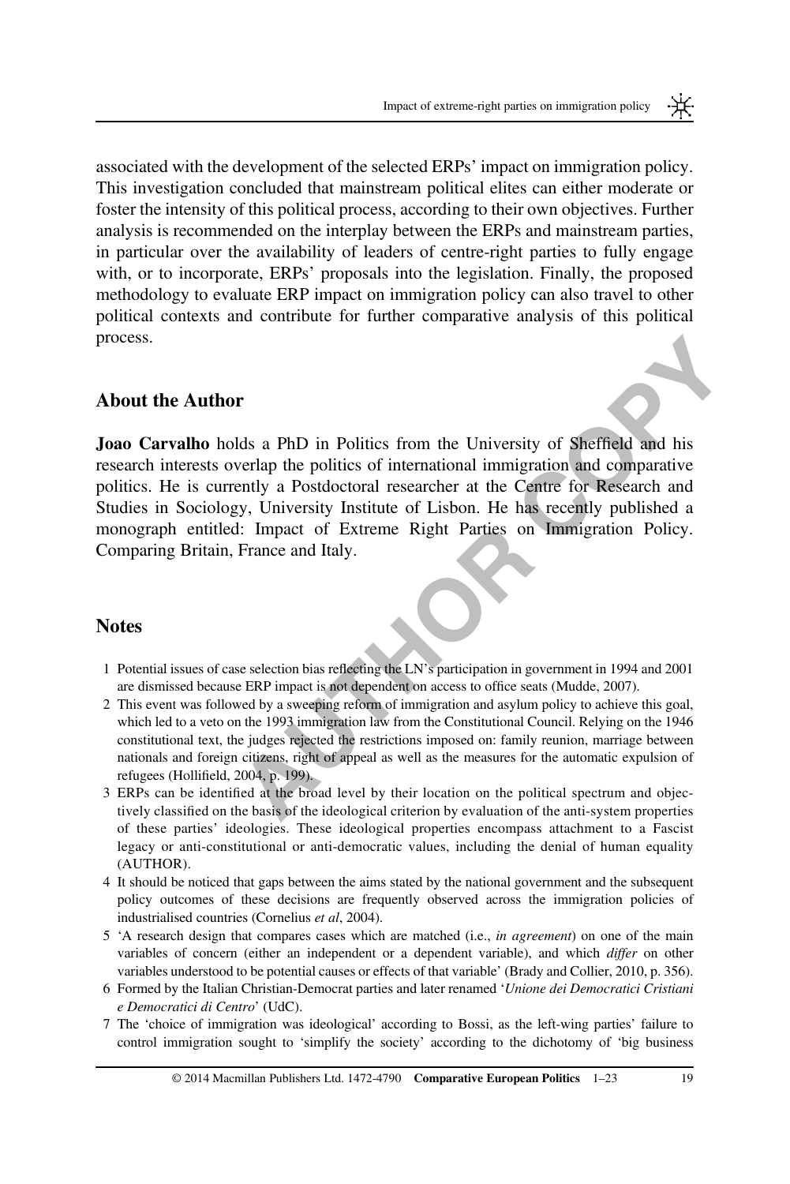associated with the development of the selected ERPs' impact on immigration policy. This investigation concluded that mainstream political elites can either moderate or foster the intensity of this political process, according to their own objectives. Further analysis is recommended on the interplay between the ERPs and mainstream parties, in particular over the availability of leaders of centre-right parties to fully engage with, or to incorporate, ERPs' proposals into the legislation. Finally, the proposed methodology to evaluate ERP impact on immigration policy can also travel to other political contexts and contribute for further comparative analysis of this political process.

## About the Author

**Joao Carvalho** holds a PhD in Politics from the University of Sheffield and his research interests overlap the politics of international immigration and comparative politics. He is currently a Postdoctoral researcher at the Centre for Research and Studies in Sociology, University Institute of Lisbon. He has recently published a monograph entitled: Impact of Extreme Right Parties on Immigration Policy. Comparing Britain, France and Italy.

## Notes

1 Potential issues of case selection bias reflecting the LN's participation in government in 1994 and 2001 are dismissed because ERP impact is not dependent on access to office seats (Mudde, 2007).

2 This event was followed by a sweeping reform of immigration and asylum policy to achieve this goal, which led to a veto on the 1993 immigration law from the Constitutional Council. Relying on the 1946 constitutional text, the judges rejected the restrictions imposed on: family reunion, marriage between nationals and foreign citizens, right of appeal as well as the measures for the automatic expulsion of refugees (Hollifield, 2004, p. 199).

3 ERPs can be identified at the broad level by their location on the political spectrum and objectively classified on the basis of the ideological criterion by evaluation of the anti-system properties of these parties' ideologies. These ideological properties encompass attachment to a Fascist legacy or anti-constitutional or anti-democratic values, including the denial of human equality (AUTHOR).

4 It should be noticed that gaps between the aims stated by the national government and the subsequent policy outcomes of these decisions are frequently observed across the immigration policies of industrialised countries (Cornelius *et al*, 2004).

5 'A research design that compares cases which are matched (i.e., *in agreement*) on one of the main variables of concern (either an independent or a dependent variable), and which *differ* on other variables understood to be potential causes or effects of that variable' (Brady and Collier, 2010, p. 356).

6 Formed by the Italian Christian-Democrat parties and later renamed '*Unione dei Democratici Cristiani e Democratici di Centro*' (UdC).

7 The 'choice of immigration was ideological' according to Bossi, as the left-wing parties' failure to control immigration sought to 'simplify the society' according to the dichotomy of 'big business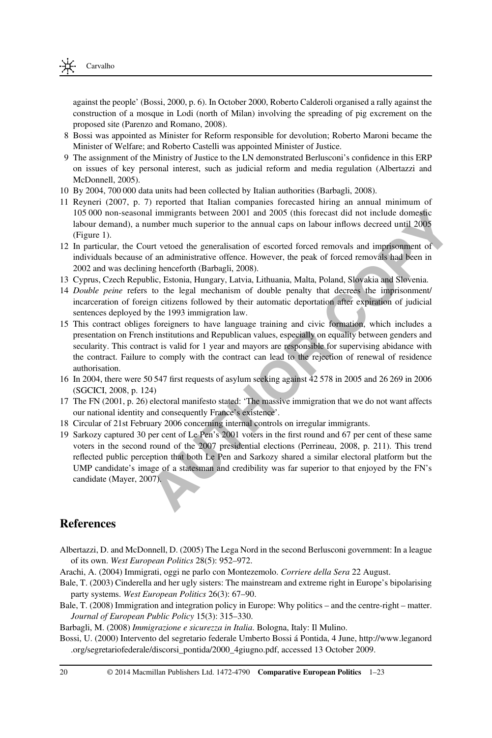against the people' (Bossi, 2000, p. 6). In October 2000, Roberto Calderoli organised a rally against the construction of a mosque in Lodi (north of Milan) involving the spreading of pig excrement on the proposed site (Parenzo and Romano, 2008).

8 Bossi was appointed as Minister for Reform responsible for devolution; Roberto Maroni became the Minister of Welfare; and Roberto Castelli was appointed Minister of Justice.

9 The assignment of the Ministry of Justice to the LN demonstrated Berlusconi's confidence in this ERP on issues of key personal interest, such as judicial reform and media regulation (Albertazzi and McDonnell, 2005).

10 By 2004, 700 000 data units had been collected by Italian authorities (Barbagli, 2008).

11 Reyneri (2007, p. 7) reported that Italian companies forecasted hiring an annual minimum of 105 000 non-seasonal immigrants between 2001 and 2005 (this forecast did not include domestic labour demand), a number much superior to the annual caps on labour inflows decreed until 2005 (Figure 1).

12 In particular, the Court vetoed the generalisation of escorted forced removals and imprisonment of individuals because of an administrative offence. However, the peak of forced removals had been in 2002 and was declining henceforth (Barbagli, 2008).

13 Cyprus, Czech Republic, Estonia, Hungary, Latvia, Lithuania, Malta, Poland, Slovakia and Slovenia.

14 *Double peine* refers to the legal mechanism of double penalty that decrees the imprisonment/incarceration of foreign citizens followed by their automatic deportation after expiration of judicial sentences deployed by the 1993 immigration law.

15 This contract obliges foreigners to have language training and civic formation, which includes a presentation on French institutions and Republican values, especially on equality between genders and secularity. This contract is valid for 1 year and mayors are responsible for supervising abidance with the contract. Failure to comply with the contract can lead to the rejection of renewal of residence authorisation.

16 In 2004, there were 50 547 first requests of asylum seeking against 42 578 in 2005 and 26 269 in 2006 (SGCICI, 2008, p. 124)

17 The FN (2001, p. 26) electoral manifesto stated: 'The massive immigration that we do not want affects our national identity and consequently France's existence'.

18 Circular of 21st February 2006 concerning internal controls on irregular immigrants.

19 Sarkozy captured 30 per cent of Le Pen's 2001 voters in the first round and 67 per cent of these same voters in the second round of the 2007 presidential elections (Perrineau, 2008, p. 211). This trend reflected public perception that both Le Pen and Sarkozy shared a similar electoral platform but the UMP candidate's image of a statesman and credibility was far superior to that enjoyed by the FN's candidate (Mayer, 2007).

## References

Albertazzi, D. and McDonnell, D. (2005) The Lega Nord in the second Berlusconi government: In a league of its own. *West European Politics* 28(5): 952–972.

Arachi, A. (2004) Immigrati, oggi ne parlo con Montezemolo. *Corriere della Sera* 22 August.

Bale, T. (2003) Cinderella and her ugly sisters: The mainstream and extreme right in Europe's bipolarising party systems. *West European Politics* 26(3): 67–90.

Bale, T. (2008) Immigration and integration policy in Europe: Why politics – and the centre-right – matter. *Journal of European Public Policy* 15(3): 315–330.

Barbagli, M. (2008) *Immigrazione e sicurezza in Italia*. Bologna, Italy: Il Mulino.

Bossi, U. (2000) Intervento del segretario federale Umberto Bossi á Pontida, 4 June, http://www.leganord.org/segretariofederale/discorsi_pontida/2000_4giugno.pdf, accessed 13 October 2009.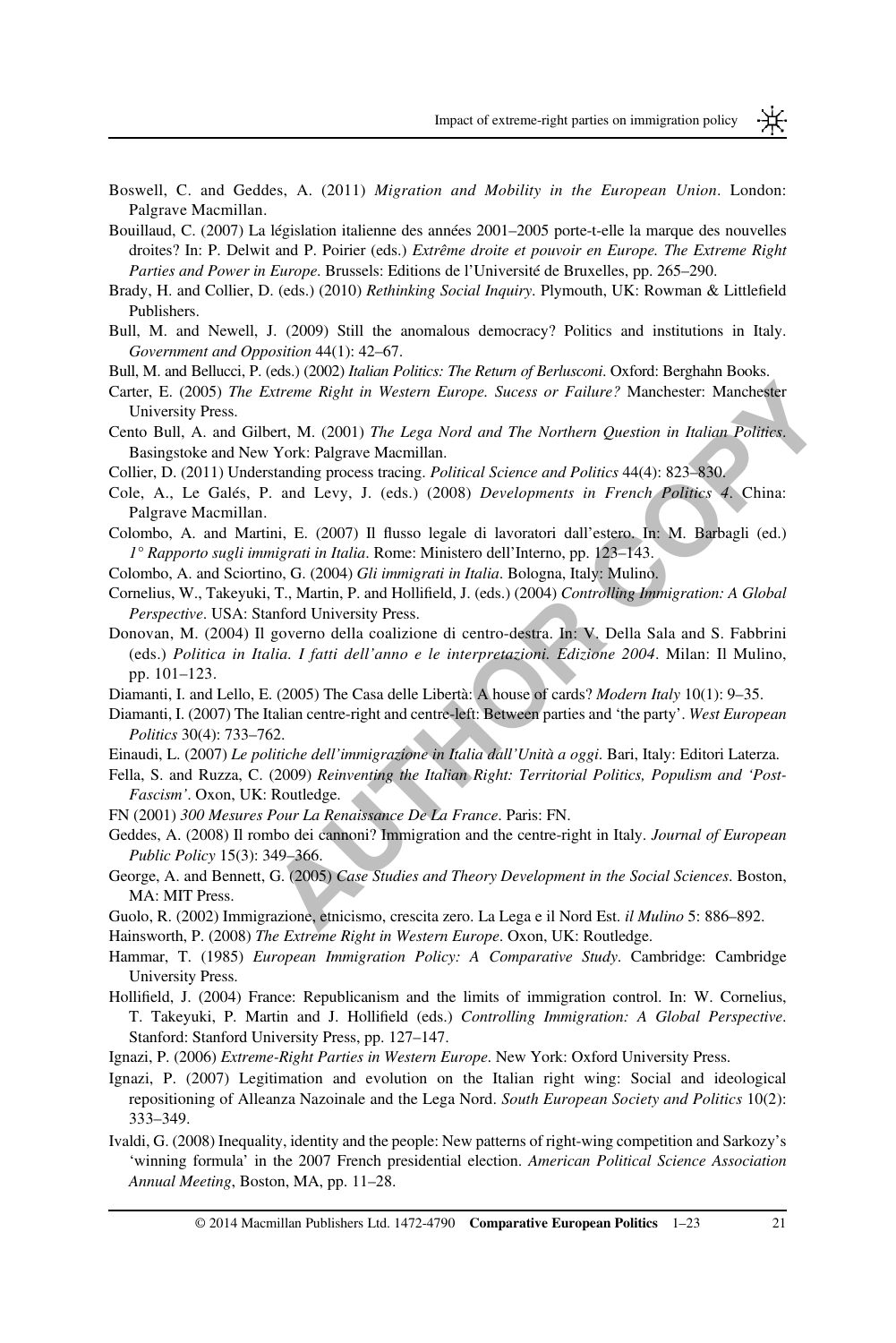Boswell, C. and Geddes, A. (2011) *Migration and Mobility in the European Union*. London: Palgrave Macmillan.

Bouillaud, C. (2007) La législation italienne des années 2001–2005 porte-t-elle la marque des nouvelles droites? In: P. Delwit and P. Poirier (eds.) *Extrême droite et pouvoir en Europe. The Extreme Right Parties and Power in Europe*. Brussels: Editions de l'Université de Bruxelles, pp. 265–290.

Brady, H. and Collier, D. (eds.) (2010) *Rethinking Social Inquiry*. Plymouth, UK: Rowman & Littlefield Publishers.

Bull, M. and Newell, J. (2009) Still the anomalous democracy? Politics and institutions in Italy. *Government and Opposition* 44(1): 42–67.

Bull, M. and Bellucci, P. (eds.) (2002) *Italian Politics: The Return of Berlusconi*. Oxford: Berghahn Books.

Carter, E. (2005) *The Extreme Right in Western Europe. Sucess or Failure?* Manchester: Manchester University Press.

Cento Bull, A. and Gilbert, M. (2001) *The Lega Nord and The Northern Question in Italian Politics*. Basingstoke and New York: Palgrave Macmillan.

Collier, D. (2011) Understanding process tracing. *Political Science and Politics* 44(4): 823–830.

Cole, A., Le Galés, P. and Levy, J. (eds.) (2008) *Developments in French Politics 4*. China: Palgrave Macmillan.

Colombo, A. and Martini, E. (2007) Il flusso legale di lavoratori dall'estero. In: M. Barbagli (ed.) *1° Rapporto sugli immigrati in Italia*. Rome: Ministero dell'Interno, pp. 123–143.

Colombo, A. and Sciortino, G. (2004) *Gli immigrati in Italia*. Bologna, Italy: Mulino.

Cornelius, W., Takeyuki, T., Martin, P. and Hollifield, J. (eds.) (2004) *Controlling Immigration: A Global Perspective*. USA: Stanford University Press.

Donovan, M. (2004) Il governo della coalizione di centro-destra. In: V. Della Sala and S. Fabbrini (eds.) *Politica in Italia. I fatti dell'anno e le interpretazioni. Edizione 2004*. Milan: Il Mulino, pp. 101–123.

Diamanti, I. and Lello, E. (2005) The Casa delle Libertà: A house of cards? *Modern Italy* 10(1): 9–35.

Diamanti, I. (2007) The Italian centre-right and centre-left: Between parties and 'the party'. *West European Politics* 30(4): 733–762.

Einaudi, L. (2007) *Le politiche dell'immigrazione in Italia dall'Unità a oggi*. Bari, Italy: Editori Laterza.

Fella, S. and Ruzza, C. (2009) *Reinventing the Italian Right: Territorial Politics, Populism and 'Post-Fascism'*. Oxon, UK: Routledge.

FN (2001) *300 Mesures Pour La Renaissance De La France*. Paris: FN.

Geddes, A. (2008) Il rombo dei cannoni? Immigration and the centre-right in Italy. *Journal of European Public Policy* 15(3): 349–366.

George, A. and Bennett, G. (2005) *Case Studies and Theory Development in the Social Sciences*. Boston, MA: MIT Press.

Guolo, R. (2002) Immigrazione, etnicismo, crescita zero. La Lega e il Nord Est. *il Mulino* 5: 886–892.

Hainsworth, P. (2008) *The Extreme Right in Western Europe*. Oxon, UK: Routledge.

Hammar, T. (1985) *European Immigration Policy: A Comparative Study*. Cambridge: Cambridge University Press.

Hollifield, J. (2004) France: Republicanism and the limits of immigration control. In: W. Cornelius, T. Takeyuki, P. Martin and J. Hollifield (eds.) *Controlling Immigration: A Global Perspective*. Stanford: Stanford University Press, pp. 127–147.

Ignazi, P. (2006) *Extreme-Right Parties in Western Europe*. New York: Oxford University Press.

Ignazi, P. (2007) Legitimation and evolution on the Italian right wing: Social and ideological repositioning of Alleanza Nazoinale and the Lega Nord. *South European Society and Politics* 10(2): 333–349.

Ivaldi, G. (2008) Inequality, identity and the people: New patterns of right-wing competition and Sarkozy's 'winning formula' in the 2007 French presidential election. *American Political Science Association Annual Meeting*, Boston, MA, pp. 11–28.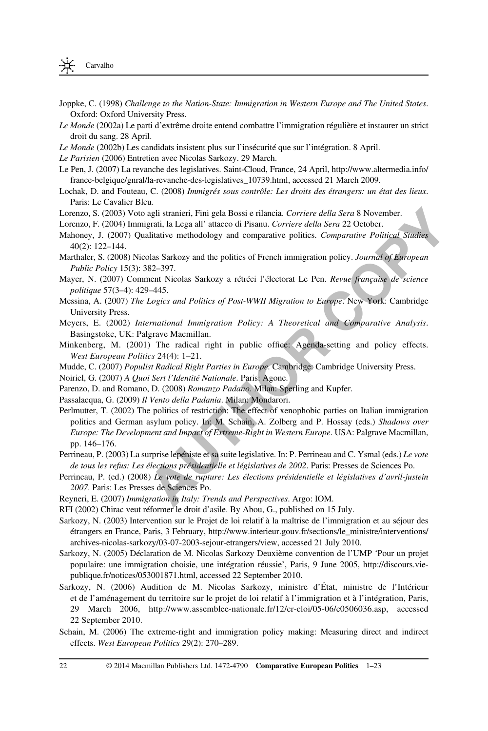Joppke, C. (1998) *Challenge to the Nation-State: Immigration in Western Europe and The United States*. Oxford: Oxford University Press.

*Le Monde* (2002a) Le parti d'extrême droite entend combattre l'immigration régulière et instaurer un strict droit du sang. 28 April.

*Le Monde* (2002b) Les candidats insistent plus sur l'insécurité que sur l'intégration. 8 April.

*Le Parisien* (2006) Entretien avec Nicolas Sarkozy. 29 March.

Le Pen, J. (2007) La revanche des legislatives. Saint-Cloud, France, 24 April, http://www.altermedia.info/france-belgique/gnral/la-revanche-des-legislatives_10739.html, accessed 21 March 2009.

Lochak, D. and Fouteau, C. (2008) *Immigrés sous contrôle: Les droits des étrangers: un état des lieux*. Paris: Le Cavalier Bleu.

Lorenzo, S. (2003) Voto agli stranieri, Fini gela Bossi e rilancia. *Corriere della Sera* 8 November.

Lorenzo, F. (2004) Immigrati, la Lega all' attacco di Pisanu. *Corriere della Sera* 22 October.

Mahoney, J. (2007) Qualitative methodology and comparative politics. *Comparative Political Studies* 40(2): 122–144.

Marthaler, S. (2008) Nicolas Sarkozy and the politics of French immigration policy. *Journal of European Public Policy* 15(3): 382–397.

Mayer, N. (2007) Comment Nicolas Sarkozy a rétréci l'électorat Le Pen. *Revue française de science politique* 57(3–4): 429–445.

Messina, A. (2007) *The Logics and Politics of Post-WWII Migration to Europe*. New York: Cambridge University Press.

Meyers, E. (2002) *International Immigration Policy: A Theoretical and Comparative Analysis*. Basingstoke, UK: Palgrave Macmillan.

Minkenberg, M. (2001) The radical right in public office: Agenda-setting and policy effects. *West European Politics* 24(4): 1–21.

Mudde, C. (2007) *Populist Radical Right Parties in Europe*. Cambridge: Cambridge University Press.

Noiriel, G. (2007) *A Quoi Sert l'Identité Nationale*. Paris: Agone.

Parenzo, D. and Romano, D. (2008) *Romanzo Padano*. Milan: Sperling and Kupfer.

Passalacqua, G. (2009) *Il Vento della Padania*. Milan: Mondarori.

Perlmutter, T. (2002) The politics of restriction: The effect of xenophobic parties on Italian immigration politics and German asylum policy. In: M. Schain, A. Zolberg and P. Hossay (eds.) *Shadows over Europe: The Development and Impact of Extreme-Right in Western Europe*. USA: Palgrave Macmillan, pp. 146–176.

Perrineau, P. (2003) La surprise lepéniste et sa suite legislative. In: P. Perrineau and C. Ysmal (eds.) *Le vote de tous les refus: Les élections présidentielle et législatives de 2002*. Paris: Presses de Sciences Po.

Perrineau, P. (ed.) (2008) *Le vote de rupture: Les élections présidentielle et législatives d'avril-justein 2007*. Paris: Les Presses de Sciences Po.

Reyneri, E. (2007) *Immigration in Italy: Trends and Perspectives*. Argo: IOM.

RFI (2002) Chirac veut réformer le droit d'asile. By Abou, G., published on 15 July.

Sarkozy, N. (2003) Intervention sur le Projet de loi relatif à la maîtrise de l'immigration et au séjour des étrangers en France, Paris, 3 February, http://www.interieur.gouv.fr/sections/le_ministre/interventions/archives-nicolas-sarkozy/03-07-2003-sejour-etrangers/view, accessed 21 July 2010.

Sarkozy, N. (2005) Déclaration de M. Nicolas Sarkozy Deuxième convention de l'UMP 'Pour un projet populaire: une immigration choisie, une intégration réussie', Paris, 9 June 2005, http://discours.vie-publique.fr/notices/053001871.html, accessed 22 September 2010.

Sarkozy, N. (2006) Audition de M. Nicolas Sarkozy, ministre d'État, ministre de l'Intérieur et de l'aménagement du territoire sur le projet de loi relatif à l'immigration et à l'intégration, Paris, 29 March 2006, http://www.assemblee-nationale.fr/12/cr-cloi/05-06/c0506036.asp, accessed 22 September 2010.

Schain, M. (2006) The extreme-right and immigration policy making: Measuring direct and indirect effects. *West European Politics* 29(2): 270–289.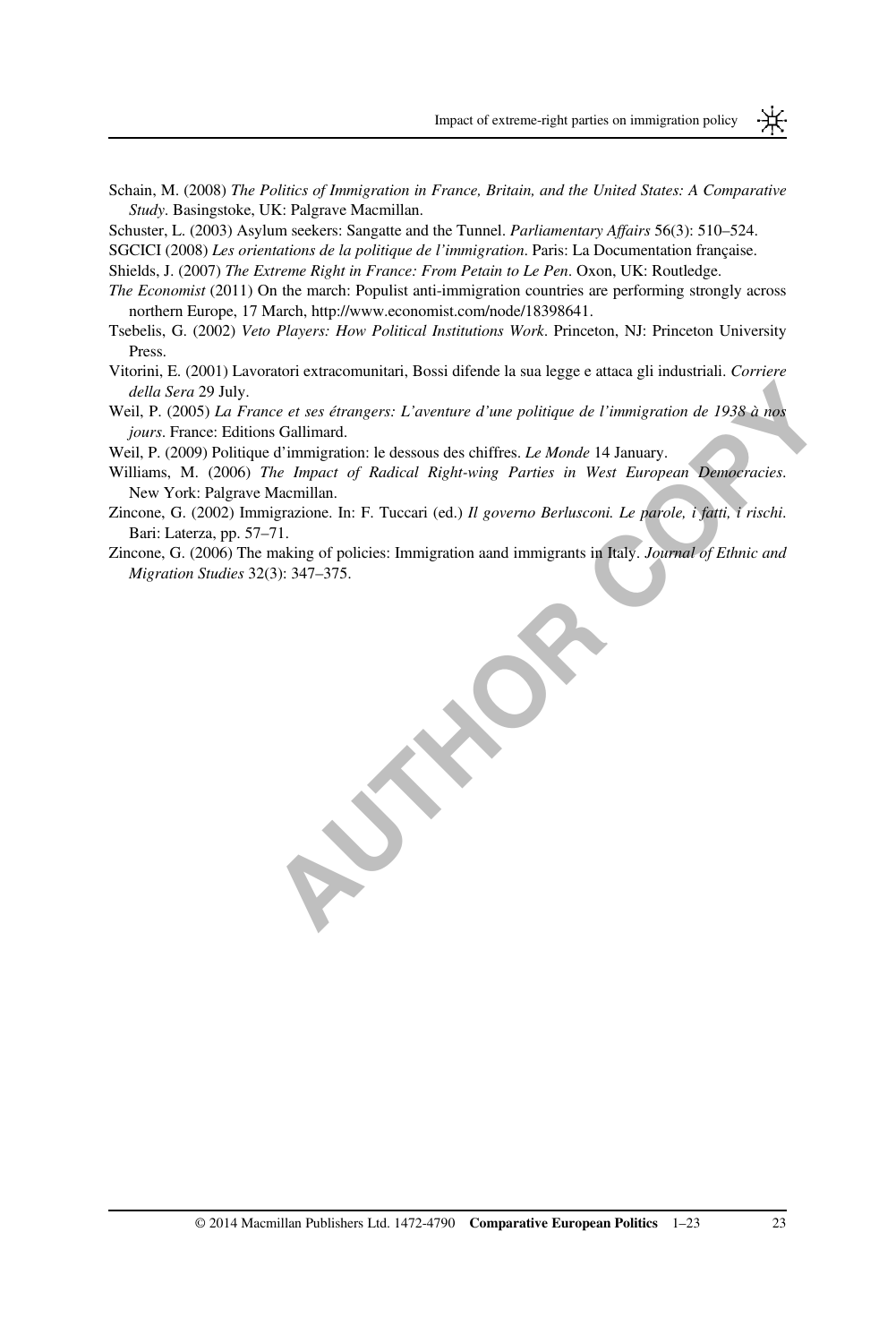Schain, M. (2008) *The Politics of Immigration in France, Britain, and the United States: A Comparative Study*. Basingstoke, UK: Palgrave Macmillan.

Schuster, L. (2003) Asylum seekers: Sangatte and the Tunnel. *Parliamentary Affairs* 56(3): 510–524.

SGCICI (2008) *Les orientations de la politique de l'immigration*. Paris: La Documentation française.

Shields, J. (2007) *The Extreme Right in France: From Petain to Le Pen*. Oxon, UK: Routledge.

*The Economist* (2011) On the march: Populist anti-immigration countries are performing strongly across northern Europe, 17 March, http://www.economist.com/node/18398641.

Tsebelis, G. (2002) *Veto Players: How Political Institutions Work*. Princeton, NJ: Princeton University Press.

Vitorini, E. (2001) Lavoratori extracomunitari, Bossi difende la sua legge e attaca gli industriali. *Corriere della Sera* 29 July.

Weil, P. (2005) *La France et ses étrangers: L'aventure d'une politique de l'immigration de 1938 à nos jours*. France: Editions Gallimard.

Weil, P. (2009) Politique d'immigration: le dessous des chiffres. *Le Monde* 14 January.

Williams, M. (2006) *The Impact of Radical Right-wing Parties in West European Democracies*. New York: Palgrave Macmillan.

Zincone, G. (2002) Immigrazione. In: F. Tuccari (ed.) *Il governo Berlusconi. Le parole, i fatti, i rischi*. Bari: Laterza, pp. 57–71.

Zincone, G. (2006) The making of policies: Immigration aand immigrants in Italy. *Journal of Ethnic and Migration Studies* 32(3): 347–375.